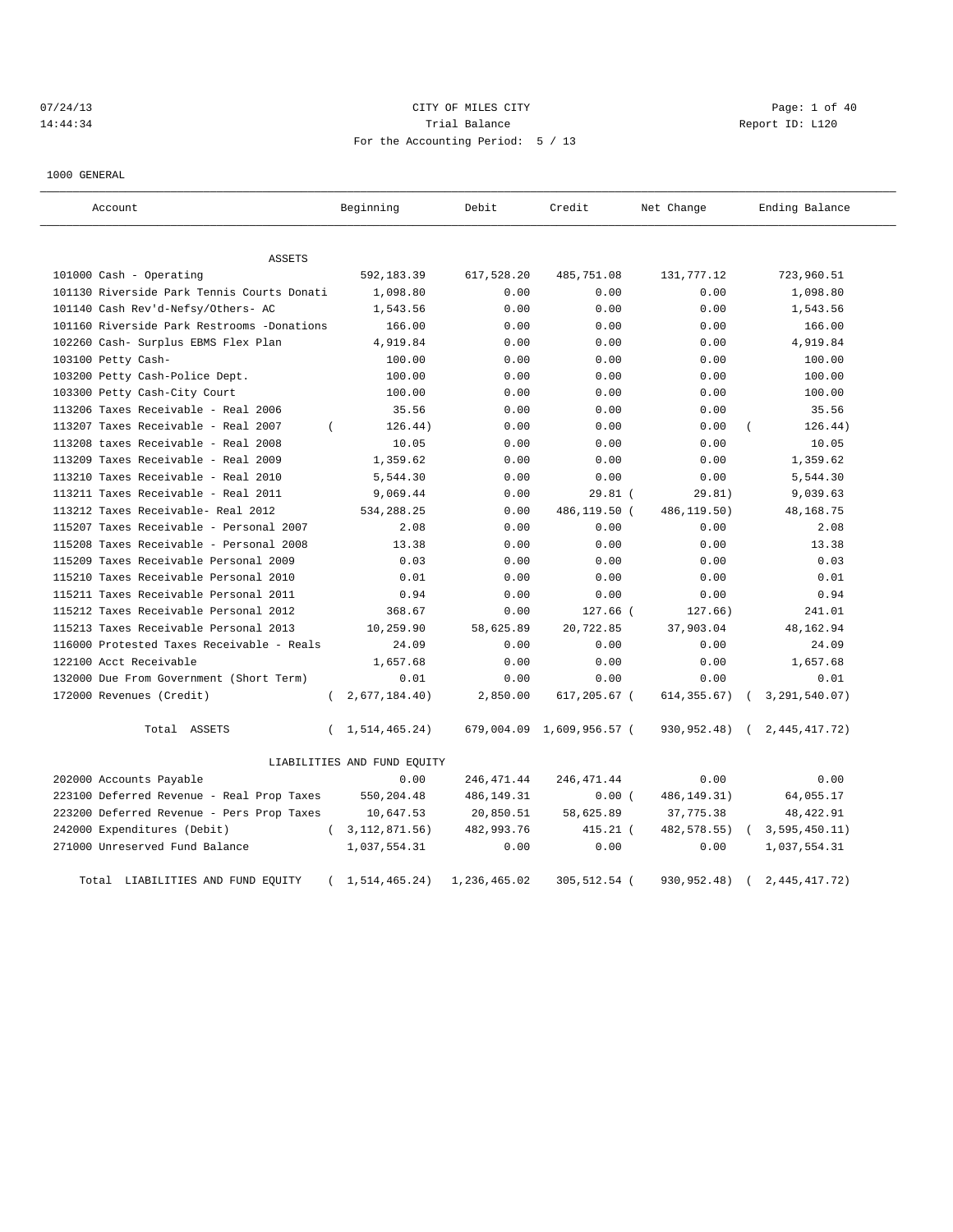CITY OF MILES CITY

Trial Balance

For the Accounting Period: 5 / 13

07/24/13 14:44:34 Report ID: L120

1000 GENERAL

| Account | Beginning | Debit | Credit | Net Change | Ending Balance |
|---|---|---|---|---|---|
| **ASSETS** | | | | | |
| 101000 Cash - Operating | 592,183.39 | 617,528.20 | 485,751.08 | 131,777.12 | 723,960.51 |
| 101130 Riverside Park Tennis Courts Donati | 1,098.80 | 0.00 | 0.00 | 0.00 | 1,098.80 |
| 101140 Cash Rev'd-Nefsy/Others- AC | 1,543.56 | 0.00 | 0.00 | 0.00 | 1,543.56 |
| 101160 Riverside Park Restrooms -Donations | 166.00 | 0.00 | 0.00 | 0.00 | 166.00 |
| 102260 Cash- Surplus EBMS Flex Plan | 4,919.84 | 0.00 | 0.00 | 0.00 | 4,919.84 |
| 103100 Petty Cash- | 100.00 | 0.00 | 0.00 | 0.00 | 100.00 |
| 103200 Petty Cash-Police Dept. | 100.00 | 0.00 | 0.00 | 0.00 | 100.00 |
| 103300 Petty Cash-City Court | 100.00 | 0.00 | 0.00 | 0.00 | 100.00 |
| 113206 Taxes Receivable - Real 2006 | 35.56 | 0.00 | 0.00 | 0.00 | 35.56 |
| 113207 Taxes Receivable - Real 2007 | ( 126.44) | 0.00 | 0.00 | 0.00 | ( 126.44) |
| 113208 taxes Receivable - Real 2008 | 10.05 | 0.00 | 0.00 | 0.00 | 10.05 |
| 113209 Taxes Receivable - Real 2009 | 1,359.62 | 0.00 | 0.00 | 0.00 | 1,359.62 |
| 113210 Taxes Receivable - Real 2010 | 5,544.30 | 0.00 | 0.00 | 0.00 | 5,544.30 |
| 113211 Taxes Receivable - Real 2011 | 9,069.44 | 0.00 | 29.81 | ( 29.81) | 9,039.63 |
| 113212 Taxes Receivable- Real 2012 | 534,288.25 | 0.00 | 486,119.50 | ( 486,119.50) | 48,168.75 |
| 115207 Taxes Receivable - Personal 2007 | 2.08 | 0.00 | 0.00 | 0.00 | 2.08 |
| 115208 Taxes Receivable - Personal 2008 | 13.38 | 0.00 | 0.00 | 0.00 | 13.38 |
| 115209 Taxes Receivable Personal 2009 | 0.03 | 0.00 | 0.00 | 0.00 | 0.03 |
| 115210 Taxes Receivable Personal 2010 | 0.01 | 0.00 | 0.00 | 0.00 | 0.01 |
| 115211 Taxes Receivable Personal 2011 | 0.94 | 0.00 | 0.00 | 0.00 | 0.94 |
| 115212 Taxes Receivable Personal 2012 | 368.67 | 0.00 | 127.66 | ( 127.66) | 241.01 |
| 115213 Taxes Receivable Personal 2013 | 10,259.90 | 58,625.89 | 20,722.85 | 37,903.04 | 48,162.94 |
| 116000 Protested Taxes Receivable - Reals | 24.09 | 0.00 | 0.00 | 0.00 | 24.09 |
| 122100 Acct Receivable | 1,657.68 | 0.00 | 0.00 | 0.00 | 1,657.68 |
| 132000 Due From Government (Short Term) | 0.01 | 0.00 | 0.00 | 0.00 | 0.01 |
| 172000 Revenues (Credit) | ( 2,677,184.40) | 2,850.00 | 617,205.67 | ( 614,355.67) | ( 3,291,540.07) |
| Total ASSETS | ( 1,514,465.24) | 679,004.09 | 1,609,956.57 | ( 930,952.48) | ( 2,445,417.72) |
| **LIABILITIES AND FUND EQUITY** | | | | | |
| 202000 Accounts Payable | 0.00 | 246,471.44 | 246,471.44 | 0.00 | 0.00 |
| 223100 Deferred Revenue - Real Prop Taxes | 550,204.48 | 486,149.31 | 0.00 | ( 486,149.31) | 64,055.17 |
| 223200 Deferred Revenue - Pers Prop Taxes | 10,647.53 | 20,850.51 | 58,625.89 | 37,775.38 | 48,422.91 |
| 242000 Expenditures (Debit) | ( 3,112,871.56) | 482,993.76 | 415.21 | ( 482,578.55) | ( 3,595,450.11) |
| 271000 Unreserved Fund Balance | 1,037,554.31 | 0.00 | 0.00 | 0.00 | 1,037,554.31 |
| Total LIABILITIES AND FUND EQUITY | ( 1,514,465.24) | 1,236,465.02 | 305,512.54 | ( 930,952.48) | ( 2,445,417.72) |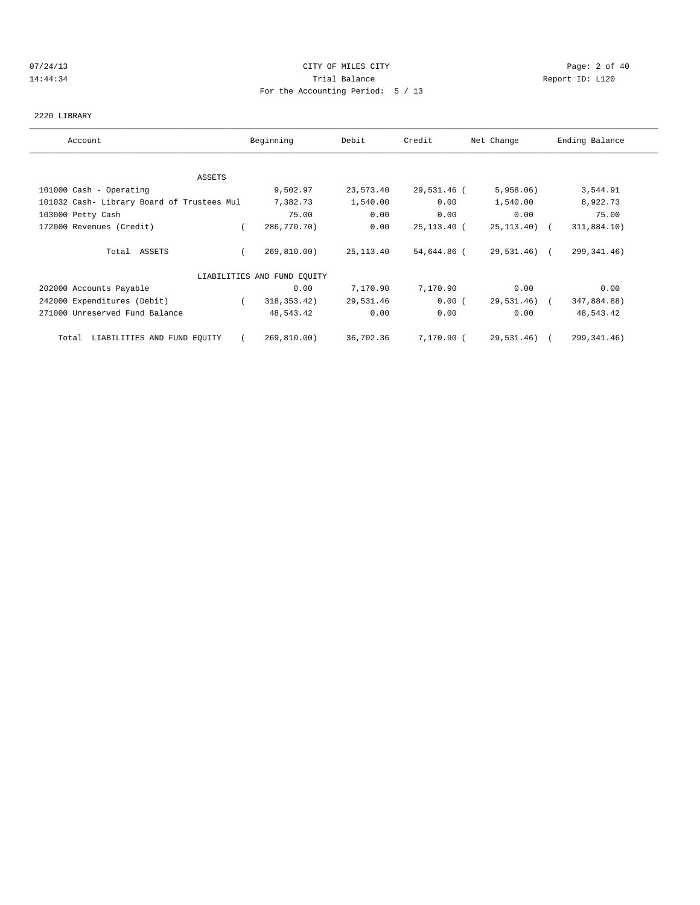CITY OF MILES CITY

Trial Balance

For the Accounting Period: 5 / 13

07/24/13 14:44:34 Report ID: L120

2220 LIBRARY

| Account | Beginning | Debit | Credit | Net Change | Ending Balance |
|---|---|---|---|---|---|
| **ASSETS** | | | | | |
| 101000 Cash - Operating | 9,502.97 | 23,573.40 | 29,531.46 | ( 5,958.06) | 3,544.91 |
| 101032 Cash- Library Board of Trustees Mul | 7,382.73 | 1,540.00 | 0.00 | 1,540.00 | 8,922.73 |
| 103000 Petty Cash | 75.00 | 0.00 | 0.00 | 0.00 | 75.00 |
| 172000 Revenues (Credit) | ( 286,770.70) | 0.00 | 25,113.40 | ( 25,113.40) | ( 311,884.10) |
| Total ASSETS | ( 269,810.00) | 25,113.40 | 54,644.86 | ( 29,531.46) | ( 299,341.46) |
| **LIABILITIES AND FUND EQUITY** | | | | | |
| 202000 Accounts Payable | 0.00 | 7,170.90 | 7,170.90 | 0.00 | 0.00 |
| 242000 Expenditures (Debit) | ( 318,353.42) | 29,531.46 | 0.00 | ( 29,531.46) | ( 347,884.88) |
| 271000 Unreserved Fund Balance | 48,543.42 | 0.00 | 0.00 | 0.00 | 48,543.42 |
| Total LIABILITIES AND FUND EQUITY | ( 269,810.00) | 36,702.36 | 7,170.90 | ( 29,531.46) | ( 299,341.46) |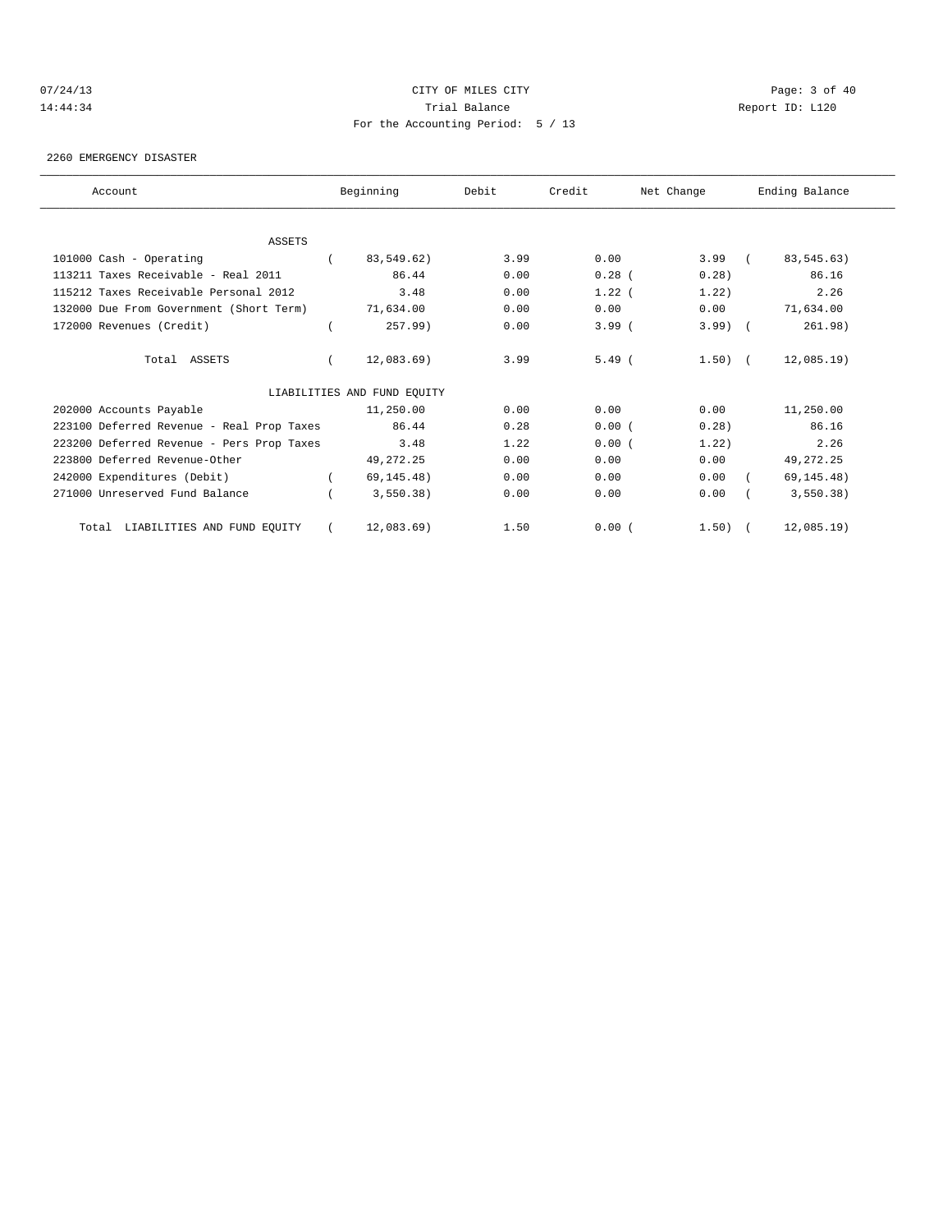07/24/13 CITY OF MILES CITY
14:44:34 Trial Balance Report ID: L120
For the Accounting Period: 5 / 13

2260 EMERGENCY DISASTER

| Account | Beginning | Debit | Credit | Net Change | Ending Balance |
|---|---|---|---|---|---|
| ASSETS | | | | | |
| 101000 Cash - Operating | ( 83,549.62) | 3.99 | 0.00 | 3.99 | ( 83,545.63) |
| 113211 Taxes Receivable - Real 2011 | 86.44 | 0.00 | 0.28 | ( 0.28) | 86.16 |
| 115212 Taxes Receivable Personal 2012 | 3.48 | 0.00 | 1.22 | ( 1.22) | 2.26 |
| 132000 Due From Government (Short Term) | 71,634.00 | 0.00 | 0.00 | 0.00 | 71,634.00 |
| 172000 Revenues (Credit) | ( 257.99) | 0.00 | 3.99 | ( 3.99) | ( 261.98) |
| Total ASSETS | ( 12,083.69) | 3.99 | 5.49 | ( 1.50) | ( 12,085.19) |
| LIABILITIES AND FUND EQUITY | | | | | |
| 202000 Accounts Payable | 11,250.00 | 0.00 | 0.00 | 0.00 | 11,250.00 |
| 223100 Deferred Revenue - Real Prop Taxes | 86.44 | 0.28 | 0.00 | ( 0.28) | 86.16 |
| 223200 Deferred Revenue - Pers Prop Taxes | 3.48 | 1.22 | 0.00 | ( 1.22) | 2.26 |
| 223800 Deferred Revenue-Other | 49,272.25 | 0.00 | 0.00 | 0.00 | 49,272.25 |
| 242000 Expenditures (Debit) | ( 69,145.48) | 0.00 | 0.00 | 0.00 | ( 69,145.48) |
| 271000 Unreserved Fund Balance | ( 3,550.38) | 0.00 | 0.00 | 0.00 | ( 3,550.38) |
| Total LIABILITIES AND FUND EQUITY | ( 12,083.69) | 1.50 | 0.00 | ( 1.50) | ( 12,085.19) |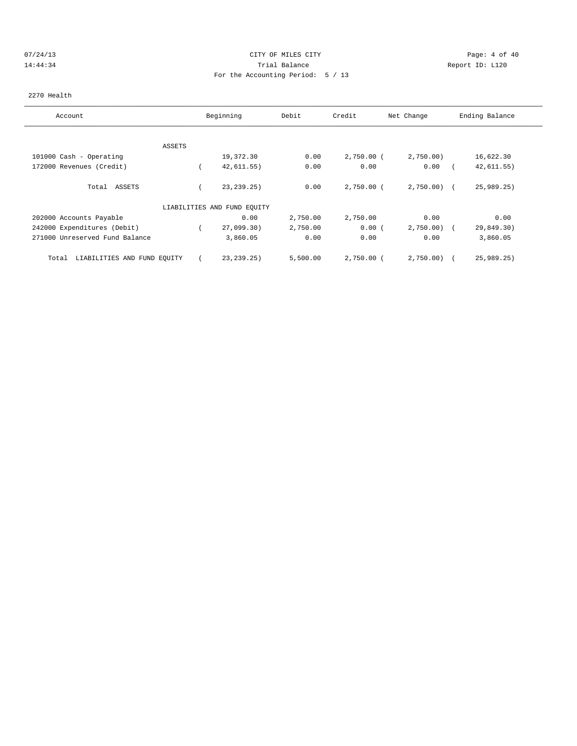CITY OF MILES CITY
Trial Balance
For the Accounting Period: 5 / 13

07/24/13
14:44:34

Report ID: L120

2270 Health

| Account | Beginning | Debit | Credit | Net Change | Ending Balance |
|---|---|---|---|---|---|
| ASSETS | | | | | |
| 101000 Cash - Operating | 19,372.30 | 0.00 | 2,750.00 | (2,750.00) | 16,622.30 |
| 172000 Revenues (Credit) | (42,611.55) | 0.00 | 0.00 | 0.00 | (42,611.55) |
| Total ASSETS | (23,239.25) | 0.00 | 2,750.00 | (2,750.00) | (25,989.25) |
| LIABILITIES AND FUND EQUITY | | | | | |
| 202000 Accounts Payable | 0.00 | 2,750.00 | 2,750.00 | 0.00 | 0.00 |
| 242000 Expenditures (Debit) | (27,099.30) | 2,750.00 | 0.00 | (2,750.00) | (29,849.30) |
| 271000 Unreserved Fund Balance | 3,860.05 | 0.00 | 0.00 | 0.00 | 3,860.05 |
| Total LIABILITIES AND FUND EQUITY | (23,239.25) | 5,500.00 | 2,750.00 | (2,750.00) | (25,989.25) |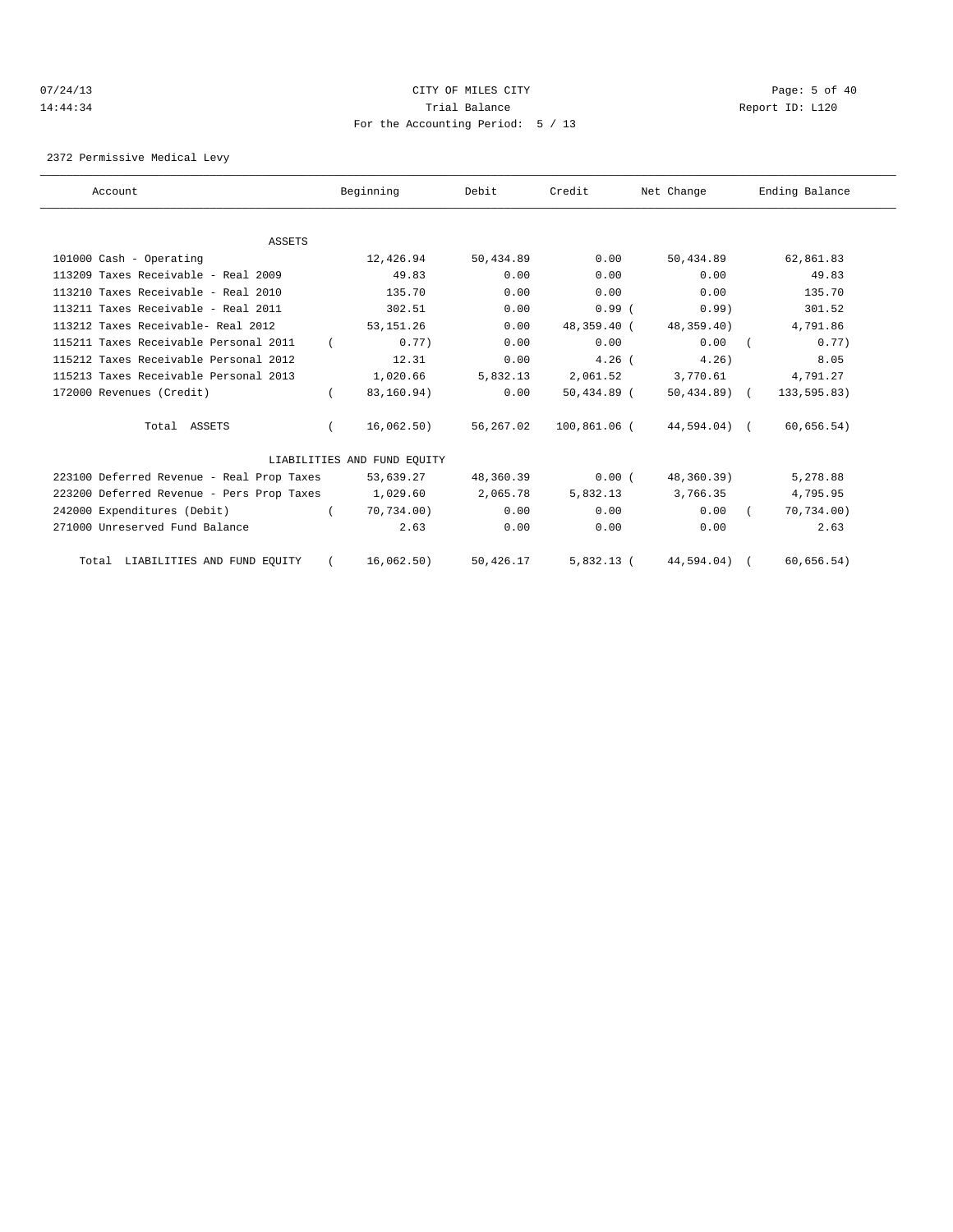CITY OF MILES CITY

Trial Balance

For the Accounting Period: 5 / 13

07/24/13 14:44:34

Report ID: L120

2372 Permissive Medical Levy

| Account | Beginning | Debit | Credit | Net Change | Ending Balance |
|---|---|---|---|---|---|
| ASSETS | | | | | |
| 101000 Cash - Operating | 12,426.94 | 50,434.89 | 0.00 | 50,434.89 | 62,861.83 |
| 113209 Taxes Receivable - Real 2009 | 49.83 | 0.00 | 0.00 | 0.00 | 49.83 |
| 113210 Taxes Receivable - Real 2010 | 135.70 | 0.00 | 0.00 | 0.00 | 135.70 |
| 113211 Taxes Receivable - Real 2011 | 302.51 | 0.00 | 0.99 | ( 0.99) | 301.52 |
| 113212 Taxes Receivable- Real 2012 | 53,151.26 | 0.00 | 48,359.40 | ( 48,359.40) | 4,791.86 |
| 115211 Taxes Receivable Personal 2011 | ( 0.77) | 0.00 | 0.00 | 0.00 | ( 0.77) |
| 115212 Taxes Receivable Personal 2012 | 12.31 | 0.00 | 4.26 | ( 4.26) | 8.05 |
| 115213 Taxes Receivable Personal 2013 | 1,020.66 | 5,832.13 | 2,061.52 | 3,770.61 | 4,791.27 |
| 172000 Revenues (Credit) | ( 83,160.94) | 0.00 | 50,434.89 | ( 50,434.89) | ( 133,595.83) |
| Total ASSETS | ( 16,062.50) | 56,267.02 | 100,861.06 | ( 44,594.04) | ( 60,656.54) |
| LIABILITIES AND FUND EQUITY | | | | | |
| 223100 Deferred Revenue - Real Prop Taxes | 53,639.27 | 48,360.39 | 0.00 | ( 48,360.39) | 5,278.88 |
| 223200 Deferred Revenue - Pers Prop Taxes | 1,029.60 | 2,065.78 | 5,832.13 | 3,766.35 | 4,795.95 |
| 242000 Expenditures (Debit) | ( 70,734.00) | 0.00 | 0.00 | 0.00 | ( 70,734.00) |
| 271000 Unreserved Fund Balance | 2.63 | 0.00 | 0.00 | 0.00 | 2.63 |
| Total LIABILITIES AND FUND EQUITY | ( 16,062.50) | 50,426.17 | 5,832.13 | ( 44,594.04) | ( 60,656.54) |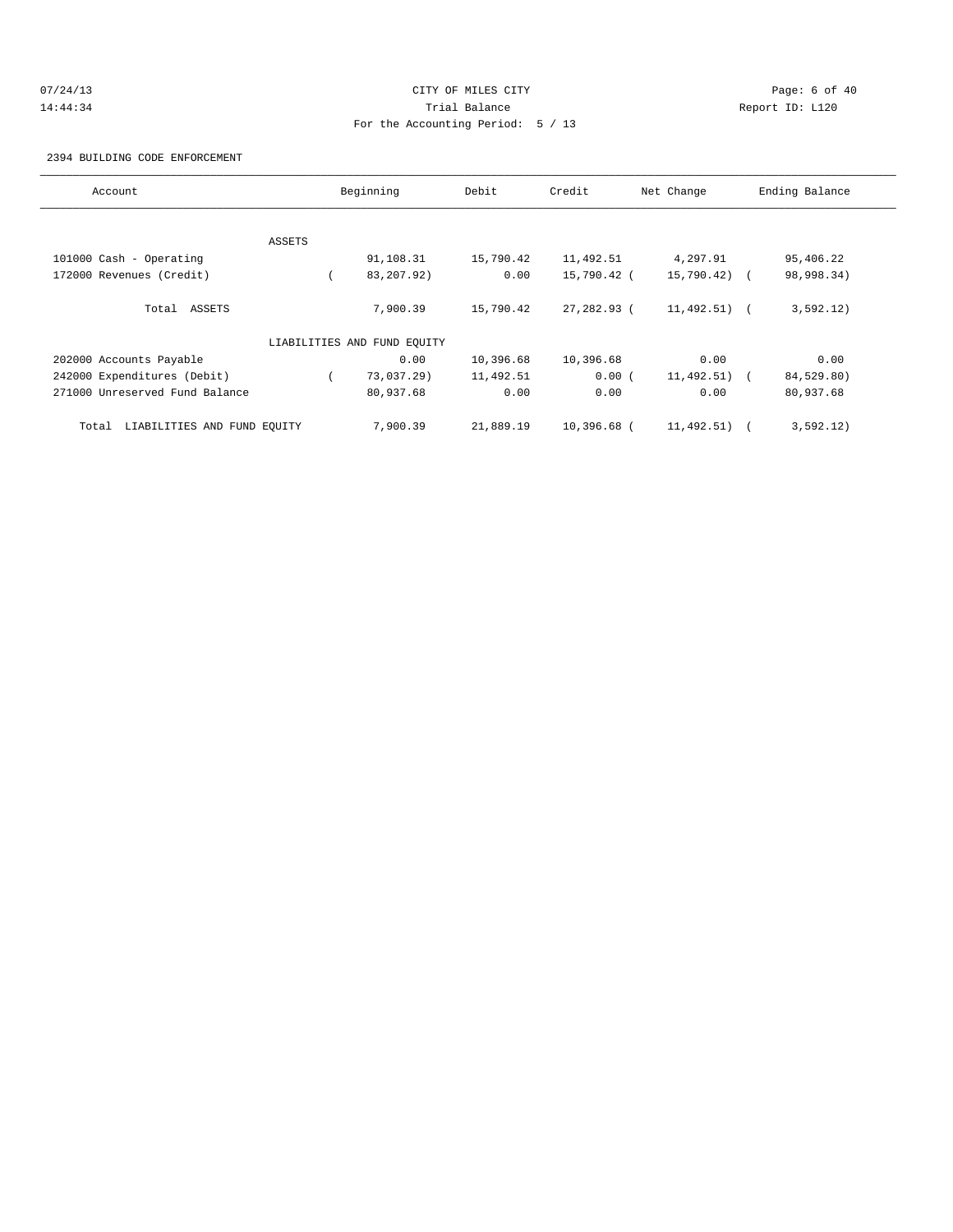CITY OF MILES CITY
Trial Balance
For the Accounting Period: 5 / 13

07/24/13
14:44:34

Report ID: L120

2394 BUILDING CODE ENFORCEMENT

| Account | Beginning | Debit | Credit | Net Change | Ending Balance |
|---|---|---|---|---|---|
| ASSETS | | | | | |
| 101000 Cash - Operating | 91,108.31 | 15,790.42 | 11,492.51 | 4,297.91 | 95,406.22 |
| 172000 Revenues (Credit) | ( 83,207.92) | 0.00 | 15,790.42 | ( 15,790.42) | ( 98,998.34) |
| Total ASSETS | 7,900.39 | 15,790.42 | 27,282.93 | ( 11,492.51) | ( 3,592.12) |
| LIABILITIES AND FUND EQUITY | | | | | |
| 202000 Accounts Payable | 0.00 | 10,396.68 | 10,396.68 | 0.00 | 0.00 |
| 242000 Expenditures (Debit) | ( 73,037.29) | 11,492.51 | 0.00 | ( 11,492.51) | ( 84,529.80) |
| 271000 Unreserved Fund Balance | 80,937.68 | 0.00 | 0.00 | 0.00 | 80,937.68 |
| Total LIABILITIES AND FUND EQUITY | 7,900.39 | 21,889.19 | 10,396.68 | ( 11,492.51) | ( 3,592.12) |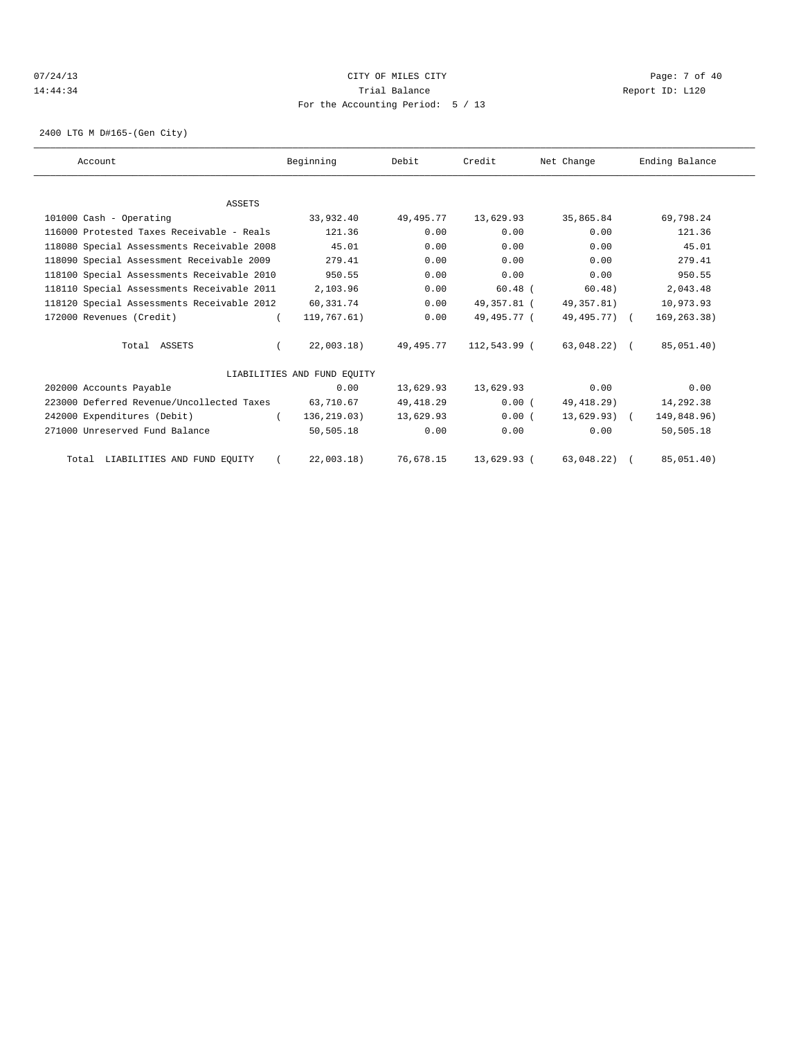07/24/13 CITY OF MILES CITY
14:44:34 Trial Balance Report ID: L120
For the Accounting Period: 5 / 13

2400 LTG M D#165-(Gen City)

| Account | Beginning | Debit | Credit | Net Change | Ending Balance |
|---|---|---|---|---|---|
| ASSETS | | | | | |
| 101000 Cash - Operating | 33,932.40 | 49,495.77 | 13,629.93 | 35,865.84 | 69,798.24 |
| 116000 Protested Taxes Receivable - Reals | 121.36 | 0.00 | 0.00 | 0.00 | 121.36 |
| 118080 Special Assessments Receivable 2008 | 45.01 | 0.00 | 0.00 | 0.00 | 45.01 |
| 118090 Special Assessment Receivable 2009 | 279.41 | 0.00 | 0.00 | 0.00 | 279.41 |
| 118100 Special Assessments Receivable 2010 | 950.55 | 0.00 | 0.00 | 0.00 | 950.55 |
| 118110 Special Assessments Receivable 2011 | 2,103.96 | 0.00 | 60.48 | ( 60.48) | 2,043.48 |
| 118120 Special Assessments Receivable 2012 | 60,331.74 | 0.00 | 49,357.81 | ( 49,357.81) | 10,973.93 |
| 172000 Revenues (Credit) | ( 119,767.61) | 0.00 | 49,495.77 | ( 49,495.77) | ( 169,263.38) |
| Total ASSETS | ( 22,003.18) | 49,495.77 | 112,543.99 | ( 63,048.22) | ( 85,051.40) |
| LIABILITIES AND FUND EQUITY | | | | | |
| 202000 Accounts Payable | 0.00 | 13,629.93 | 13,629.93 | 0.00 | 0.00 |
| 223000 Deferred Revenue/Uncollected Taxes | 63,710.67 | 49,418.29 | 0.00 | ( 49,418.29) | 14,292.38 |
| 242000 Expenditures (Debit) | ( 136,219.03) | 13,629.93 | 0.00 | ( 13,629.93) | ( 149,848.96) |
| 271000 Unreserved Fund Balance | 50,505.18 | 0.00 | 0.00 | 0.00 | 50,505.18 |
| Total LIABILITIES AND FUND EQUITY | ( 22,003.18) | 76,678.15 | 13,629.93 | ( 63,048.22) | ( 85,051.40) |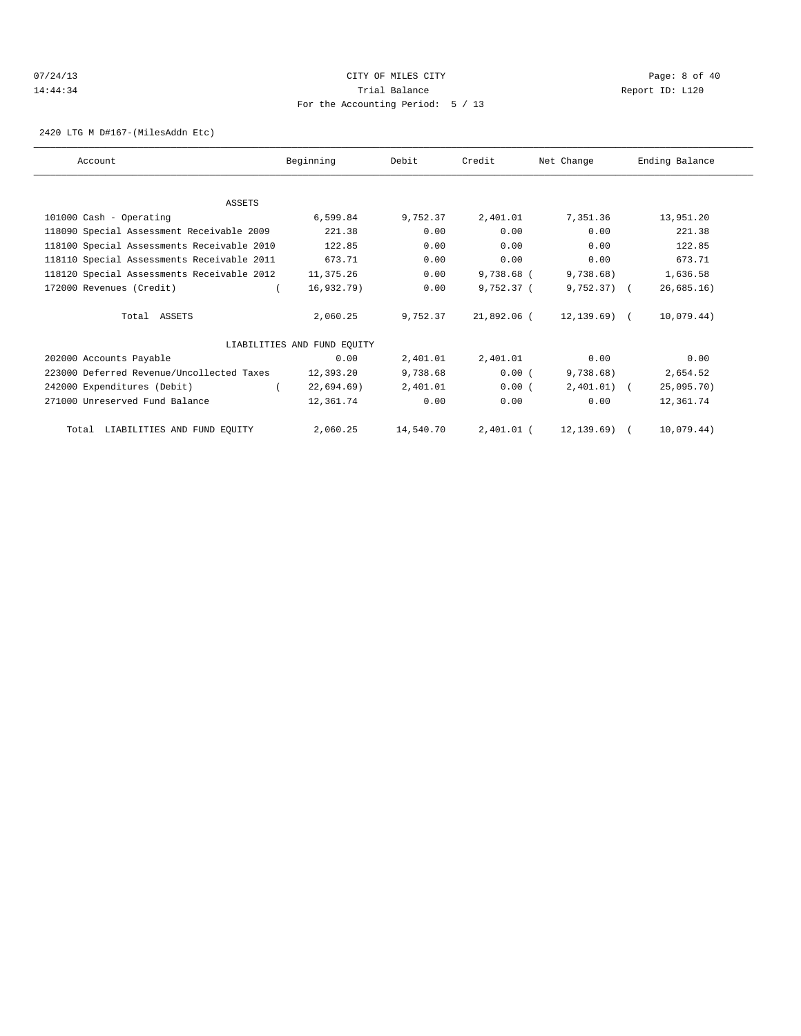CITY OF MILES CITY

Trial Balance

For the Accounting Period: 5 / 13

07/24/13
14:44:34

Report ID: L120

2420 LTG M D#167-(MilesAddn Etc)

| Account | Beginning | Debit | Credit | Net Change | Ending Balance |
|---|---|---|---|---|---|
| ASSETS | | | | | |
| 101000 Cash - Operating | 6,599.84 | 9,752.37 | 2,401.01 | 7,351.36 | 13,951.20 |
| 118090 Special Assessment Receivable 2009 | 221.38 | 0.00 | 0.00 | 0.00 | 221.38 |
| 118100 Special Assessments Receivable 2010 | 122.85 | 0.00 | 0.00 | 0.00 | 122.85 |
| 118110 Special Assessments Receivable 2011 | 673.71 | 0.00 | 0.00 | 0.00 | 673.71 |
| 118120 Special Assessments Receivable 2012 | 11,375.26 | 0.00 | 9,738.68 | ( 9,738.68) | 1,636.58 |
| 172000 Revenues (Credit) | ( 16,932.79) | 0.00 | 9,752.37 | ( 9,752.37) | ( 26,685.16) |
| Total ASSETS | 2,060.25 | 9,752.37 | 21,892.06 | ( 12,139.69) | ( 10,079.44) |
| LIABILITIES AND FUND EQUITY | | | | | |
| 202000 Accounts Payable | 0.00 | 2,401.01 | 2,401.01 | 0.00 | 0.00 |
| 223000 Deferred Revenue/Uncollected Taxes | 12,393.20 | 9,738.68 | 0.00 | ( 9,738.68) | 2,654.52 |
| 242000 Expenditures (Debit) | ( 22,694.69) | 2,401.01 | 0.00 | ( 2,401.01) | ( 25,095.70) |
| 271000 Unreserved Fund Balance | 12,361.74 | 0.00 | 0.00 | 0.00 | 12,361.74 |
| Total LIABILITIES AND FUND EQUITY | 2,060.25 | 14,540.70 | 2,401.01 | ( 12,139.69) | ( 10,079.44) |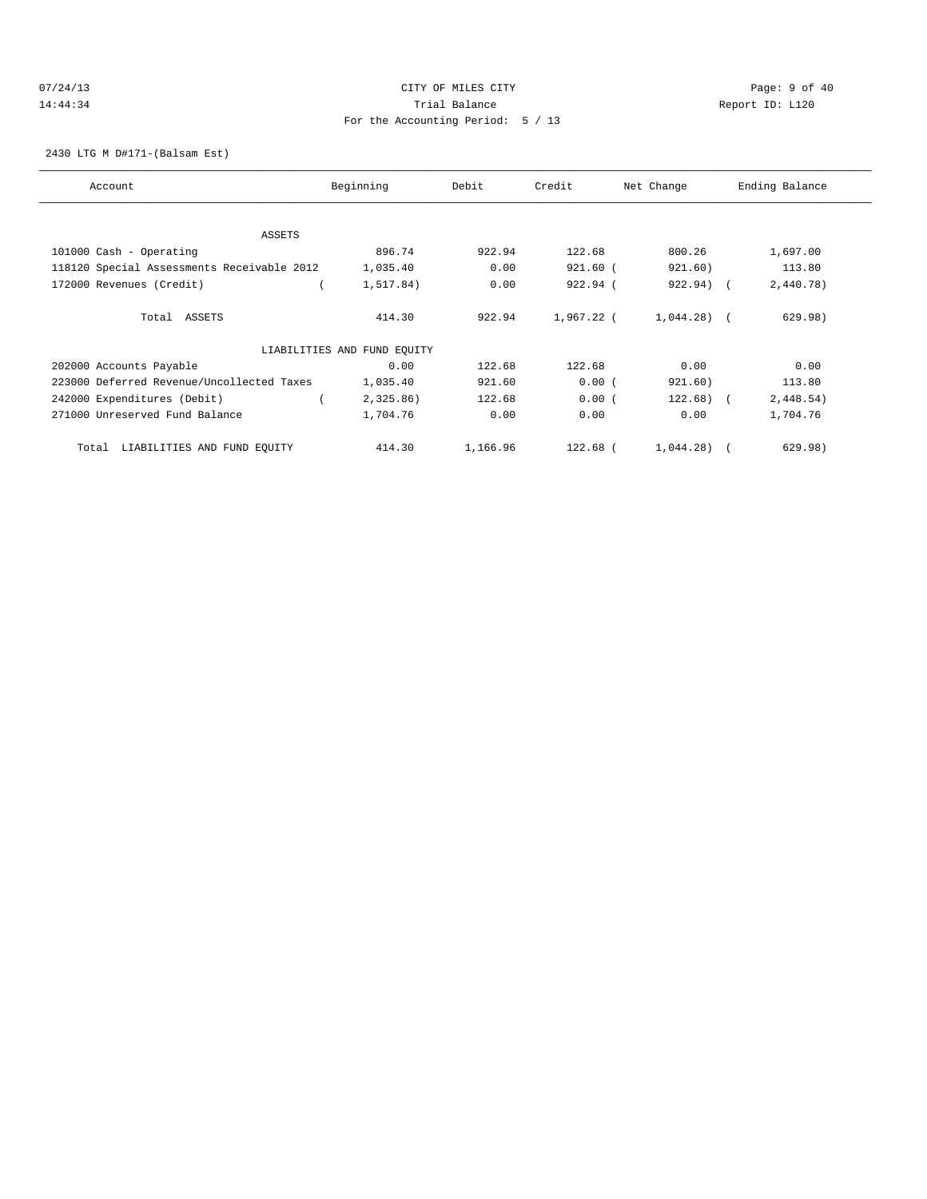07/24/13 CITY OF MILES CITY
14:44:34 Trial Balance Report ID: L120
For the Accounting Period: 5 / 13

2430 LTG M D#171-(Balsam Est)

| Account | Beginning | Debit | Credit | Net Change | Ending Balance |
|---|---|---|---|---|---|
| **ASSETS** | | | | | |
| 101000 Cash - Operating | 896.74 | 922.94 | 122.68 | 800.26 | 1,697.00 |
| 118120 Special Assessments Receivable 2012 | 1,035.40 | 0.00 | 921.60 | (921.60) | 113.80 |
| 172000 Revenues (Credit) | (1,517.84) | 0.00 | 922.94 | (922.94) | (2,440.78) |
| Total ASSETS | 414.30 | 922.94 | 1,967.22 | (1,044.28) | (629.98) |
| **LIABILITIES AND FUND EQUITY** | | | | | |
| 202000 Accounts Payable | 0.00 | 122.68 | 122.68 | 0.00 | 0.00 |
| 223000 Deferred Revenue/Uncollected Taxes | 1,035.40 | 921.60 | 0.00 | (921.60) | 113.80 |
| 242000 Expenditures (Debit) | (2,325.86) | 122.68 | 0.00 | (122.68) | (2,448.54) |
| 271000 Unreserved Fund Balance | 1,704.76 | 0.00 | 0.00 | 0.00 | 1,704.76 |
| Total LIABILITIES AND FUND EQUITY | 414.30 | 1,166.96 | 122.68 | (1,044.28) | (629.98) |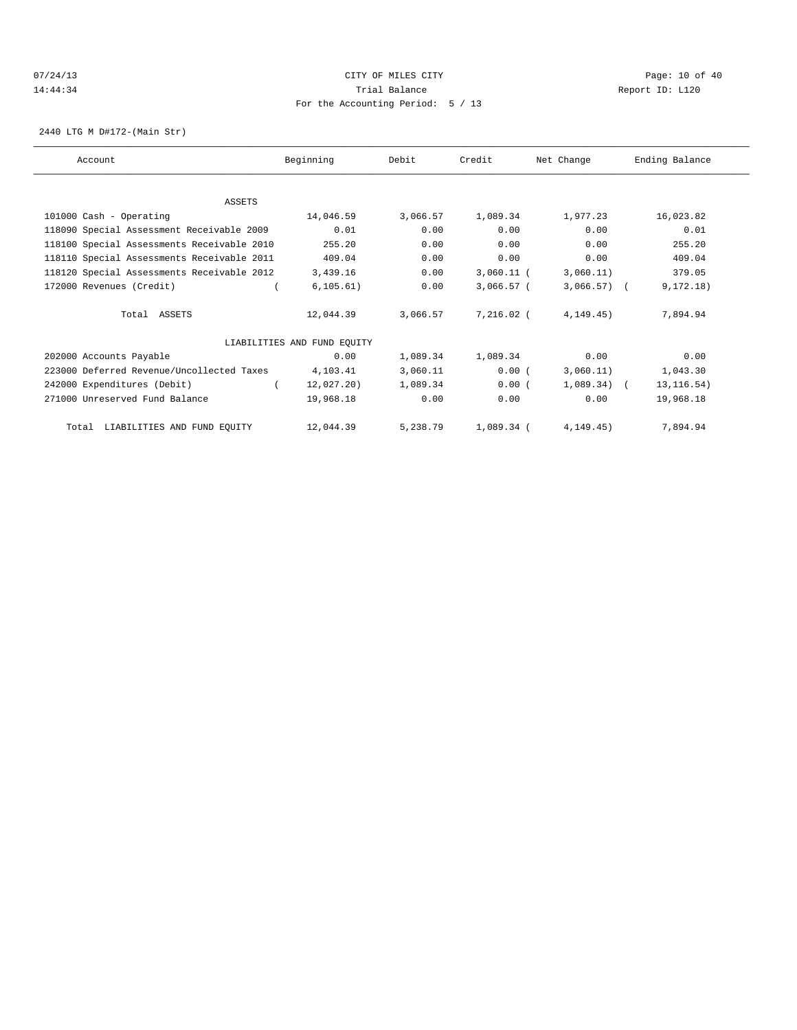CITY OF MILES CITY

Trial Balance

For the Accounting Period: 5 / 13

07/24/13 14:44:34 Report ID: L120

2440 LTG M D#172-(Main Str)

| Account | Beginning | Debit | Credit | Net Change | Ending Balance |
|---|---|---|---|---|---|
| **ASSETS** | | | | | |
| 101000 Cash - Operating | 14,046.59 | 3,066.57 | 1,089.34 | 1,977.23 | 16,023.82 |
| 118090 Special Assessment Receivable 2009 | 0.01 | 0.00 | 0.00 | 0.00 | 0.01 |
| 118100 Special Assessments Receivable 2010 | 255.20 | 0.00 | 0.00 | 0.00 | 255.20 |
| 118110 Special Assessments Receivable 2011 | 409.04 | 0.00 | 0.00 | 0.00 | 409.04 |
| 118120 Special Assessments Receivable 2012 | 3,439.16 | 0.00 | 3,060.11 | ( 3,060.11) | 379.05 |
| 172000 Revenues (Credit) | ( 6,105.61) | 0.00 | 3,066.57 | ( 3,066.57) | ( 9,172.18) |
| Total ASSETS | 12,044.39 | 3,066.57 | 7,216.02 | ( 4,149.45) | 7,894.94 |
| **LIABILITIES AND FUND EQUITY** | | | | | |
| 202000 Accounts Payable | 0.00 | 1,089.34 | 1,089.34 | 0.00 | 0.00 |
| 223000 Deferred Revenue/Uncollected Taxes | 4,103.41 | 3,060.11 | 0.00 | ( 3,060.11) | 1,043.30 |
| 242000 Expenditures (Debit) | ( 12,027.20) | 1,089.34 | 0.00 | ( 1,089.34) | ( 13,116.54) |
| 271000 Unreserved Fund Balance | 19,968.18 | 0.00 | 0.00 | 0.00 | 19,968.18 |
| Total LIABILITIES AND FUND EQUITY | 12,044.39 | 5,238.79 | 1,089.34 | ( 4,149.45) | 7,894.94 |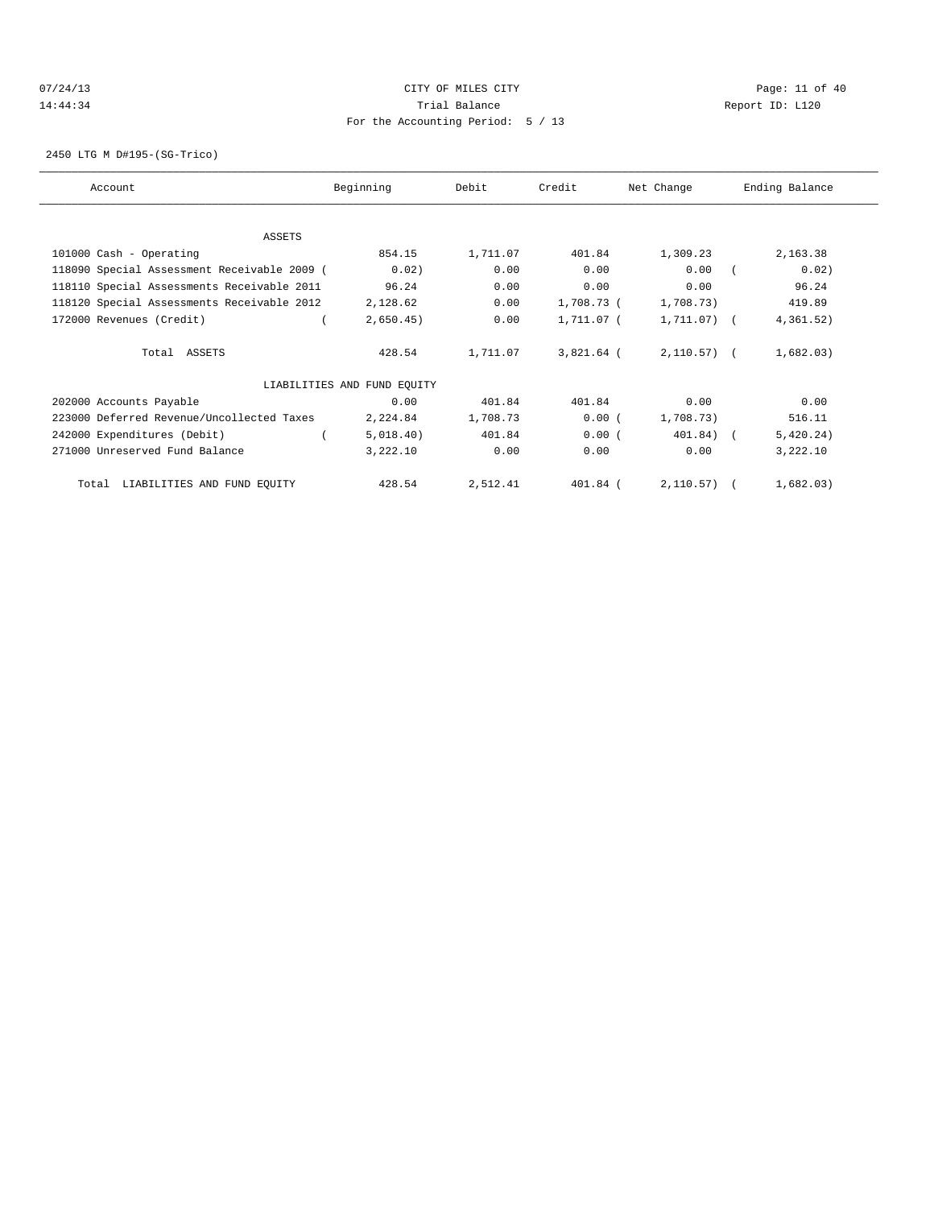07/24/13 CITY OF MILES CITY
14:44:34 Trial Balance Report ID: L120
For the Accounting Period: 5 / 13

2450 LTG M D#195-(SG-Trico)

| Account | Beginning | Debit | Credit | Net Change | Ending Balance |
|---|---|---|---|---|---|
| ASSETS | | | | | |
| 101000 Cash - Operating | 854.15 | 1,711.07 | 401.84 | 1,309.23 | 2,163.38 |
| 118090 Special Assessment Receivable 2009 | ( 0.02) | 0.00 | 0.00 | 0.00 | ( 0.02) |
| 118110 Special Assessments Receivable 2011 | 96.24 | 0.00 | 0.00 | 0.00 | 96.24 |
| 118120 Special Assessments Receivable 2012 | 2,128.62 | 0.00 | 1,708.73 | ( 1,708.73) | 419.89 |
| 172000 Revenues (Credit) | ( 2,650.45) | 0.00 | 1,711.07 | ( 1,711.07) | ( 4,361.52) |
| Total ASSETS | 428.54 | 1,711.07 | 3,821.64 | ( 2,110.57) | ( 1,682.03) |
| LIABILITIES AND FUND EQUITY | | | | | |
| 202000 Accounts Payable | 0.00 | 401.84 | 401.84 | 0.00 | 0.00 |
| 223000 Deferred Revenue/Uncollected Taxes | 2,224.84 | 1,708.73 | 0.00 | ( 1,708.73) | 516.11 |
| 242000 Expenditures (Debit) | ( 5,018.40) | 401.84 | 0.00 | ( 401.84) | ( 5,420.24) |
| 271000 Unreserved Fund Balance | 3,222.10 | 0.00 | 0.00 | 0.00 | 3,222.10 |
| Total LIABILITIES AND FUND EQUITY | 428.54 | 2,512.41 | 401.84 | ( 2,110.57) | ( 1,682.03) |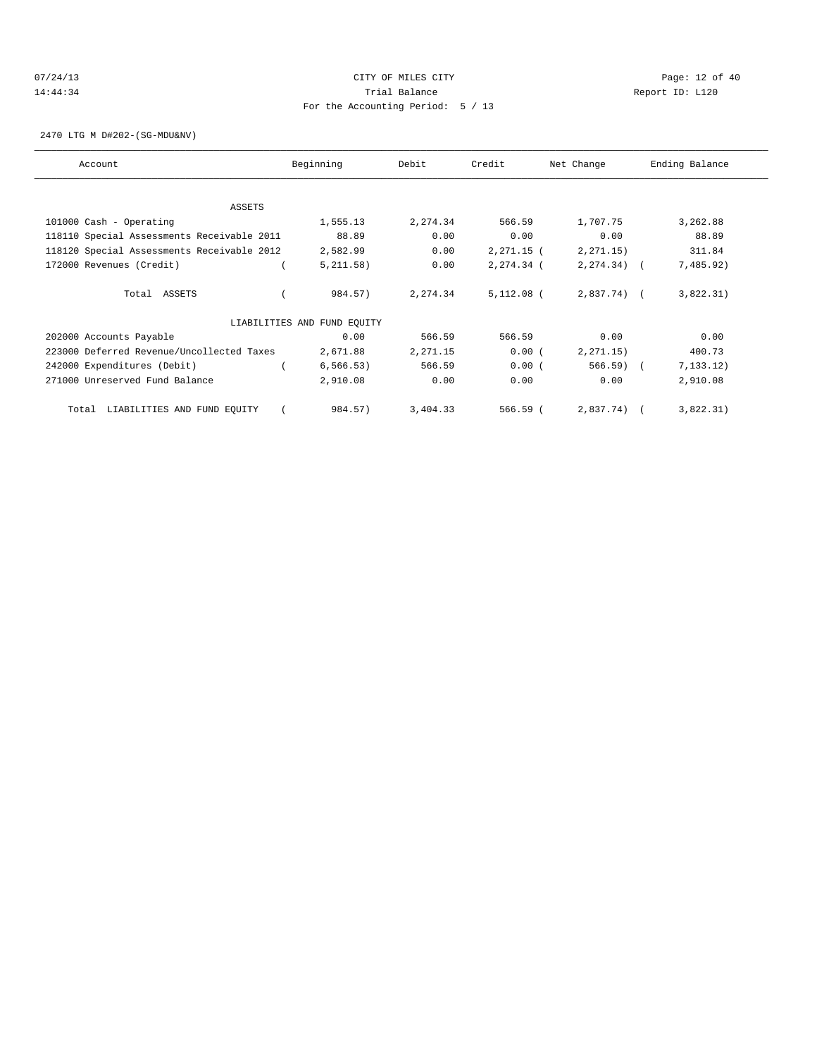07/24/13 CITY OF MILES CITY

14:44:34 Trial Balance Report ID: L120

For the Accounting Period: 5 / 13

2470 LTG M D#202-(SG-MDU&NV)

| Account | Beginning | Debit | Credit | Net Change | Ending Balance |
|---|---|---|---|---|---|
| ASSETS | | | | | |
| 101000 Cash - Operating | 1,555.13 | 2,274.34 | 566.59 | 1,707.75 | 3,262.88 |
| 118110 Special Assessments Receivable 2011 | 88.89 | 0.00 | 0.00 | 0.00 | 88.89 |
| 118120 Special Assessments Receivable 2012 | 2,582.99 | 0.00 | 2,271.15 | (2,271.15) | 311.84 |
| 172000 Revenues (Credit) | (5,211.58) | 0.00 | 2,274.34 | (2,274.34) | (7,485.92) |
| Total ASSETS | (984.57) | 2,274.34 | 5,112.08 | (2,837.74) | (3,822.31) |
| LIABILITIES AND FUND EQUITY | | | | | |
| 202000 Accounts Payable | 0.00 | 566.59 | 566.59 | 0.00 | 0.00 |
| 223000 Deferred Revenue/Uncollected Taxes | 2,671.88 | 2,271.15 | 0.00 | (2,271.15) | 400.73 |
| 242000 Expenditures (Debit) | (6,566.53) | 566.59 | 0.00 | (566.59) | (7,133.12) |
| 271000 Unreserved Fund Balance | 2,910.08 | 0.00 | 0.00 | 0.00 | 2,910.08 |
| Total LIABILITIES AND FUND EQUITY | (984.57) | 3,404.33 | 566.59 | (2,837.74) | (3,822.31) |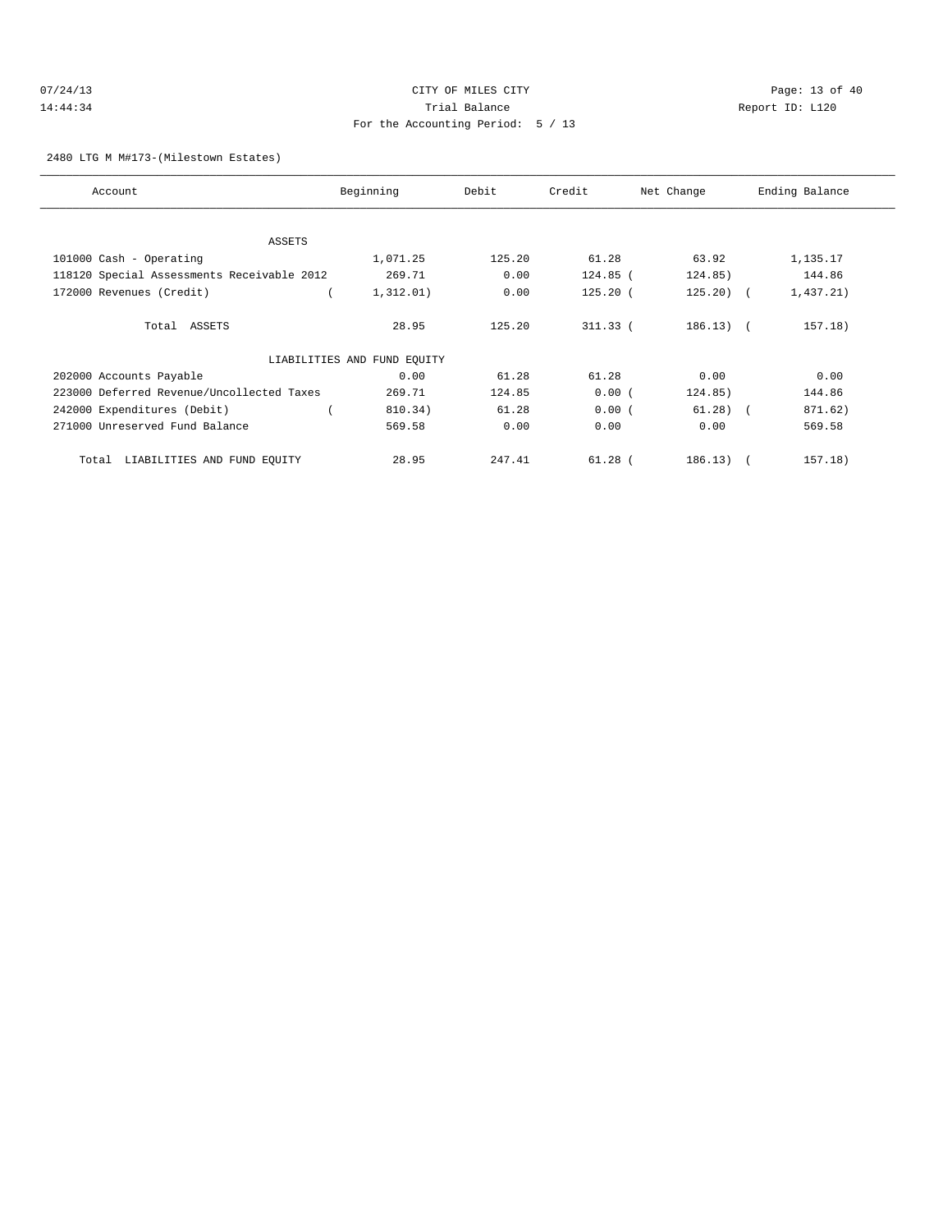CITY OF MILES CITY

Trial Balance

For the Accounting Period: 5 / 13

07/24/13 14:44:34

Report ID: L120

2480 LTG M M#173-(Milestown Estates)

| Account | Beginning | Debit | Credit | Net Change | Ending Balance |
|---|---|---|---|---|---|
| ASSETS | | | | | |
| 101000 Cash - Operating | 1,071.25 | 125.20 | 61.28 | 63.92 | 1,135.17 |
| 118120 Special Assessments Receivable 2012 | 269.71 | 0.00 | 124.85 | ( 124.85) | 144.86 |
| 172000 Revenues (Credit) | ( 1,312.01) | 0.00 | 125.20 | ( 125.20) | ( 1,437.21) |
| Total ASSETS | 28.95 | 125.20 | 311.33 | ( 186.13) | ( 157.18) |
| LIABILITIES AND FUND EQUITY | | | | | |
| 202000 Accounts Payable | 0.00 | 61.28 | 61.28 | 0.00 | 0.00 |
| 223000 Deferred Revenue/Uncollected Taxes | 269.71 | 124.85 | 0.00 | ( 124.85) | 144.86 |
| 242000 Expenditures (Debit) | ( 810.34) | 61.28 | 0.00 | ( 61.28) | ( 871.62) |
| 271000 Unreserved Fund Balance | 569.58 | 0.00 | 0.00 | 0.00 | 569.58 |
| Total LIABILITIES AND FUND EQUITY | 28.95 | 247.41 | 61.28 | ( 186.13) | ( 157.18) |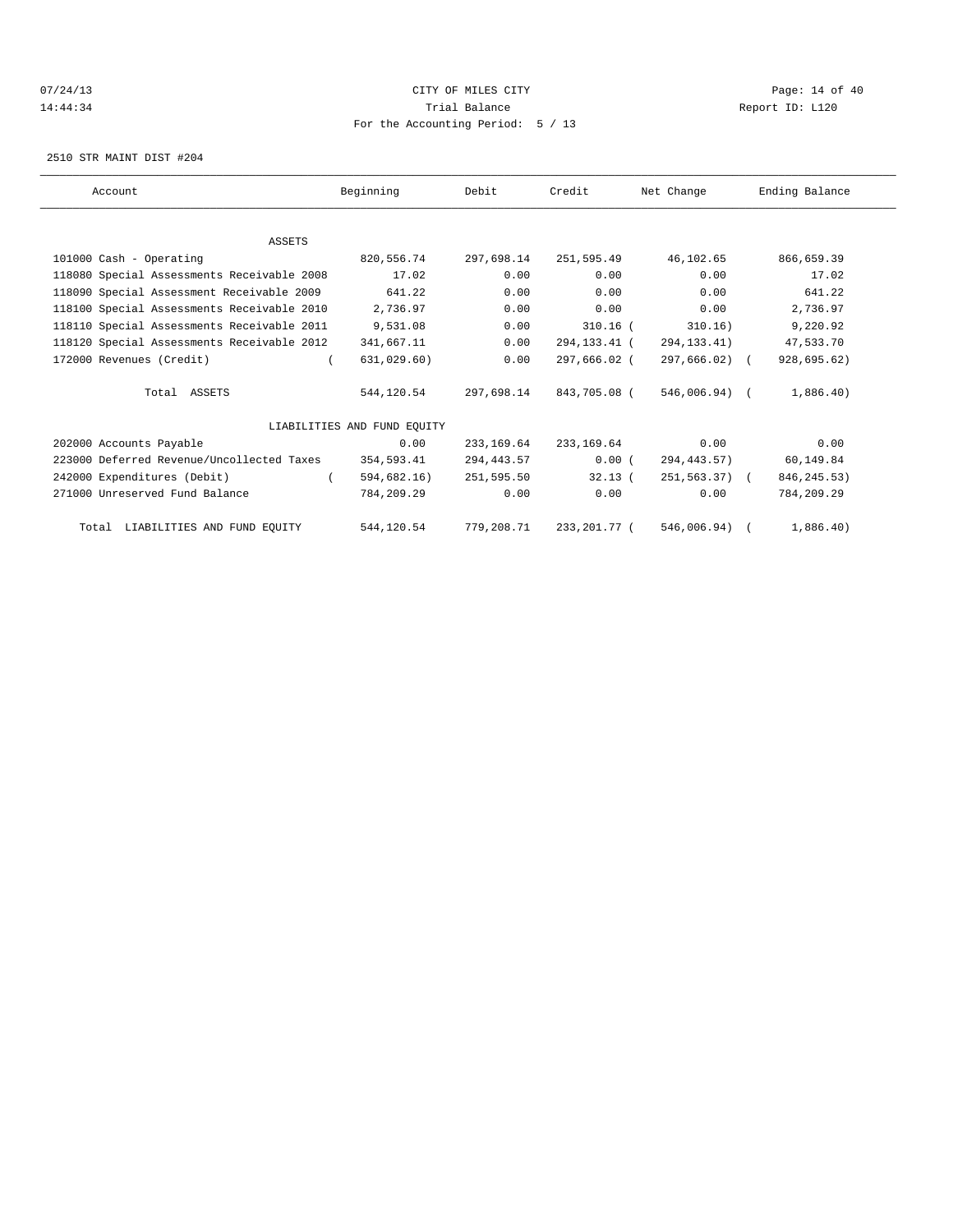CITY OF MILES CITY
Trial Balance
For the Accounting Period: 5 / 13

07/24/13
14:44:34

Report ID: L120

2510 STR MAINT DIST #204

| Account | Beginning | Debit | Credit | Net Change | Ending Balance |
|---|---|---|---|---|---|
| ASSETS | | | | | |
| 101000 Cash - Operating | 820,556.74 | 297,698.14 | 251,595.49 | 46,102.65 | 866,659.39 |
| 118080 Special Assessments Receivable 2008 | 17.02 | 0.00 | 0.00 | 0.00 | 17.02 |
| 118090 Special Assessment Receivable 2009 | 641.22 | 0.00 | 0.00 | 0.00 | 641.22 |
| 118100 Special Assessments Receivable 2010 | 2,736.97 | 0.00 | 0.00 | 0.00 | 2,736.97 |
| 118110 Special Assessments Receivable 2011 | 9,531.08 | 0.00 | 310.16 | ( 310.16) | 9,220.92 |
| 118120 Special Assessments Receivable 2012 | 341,667.11 | 0.00 | 294,133.41 | ( 294,133.41) | 47,533.70 |
| 172000 Revenues (Credit) | ( 631,029.60) | 0.00 | 297,666.02 | ( 297,666.02) | ( 928,695.62) |
| Total ASSETS | 544,120.54 | 297,698.14 | 843,705.08 | ( 546,006.94) | ( 1,886.40) |
| LIABILITIES AND FUND EQUITY | | | | | |
| 202000 Accounts Payable | 0.00 | 233,169.64 | 233,169.64 | 0.00 | 0.00 |
| 223000 Deferred Revenue/Uncollected Taxes | 354,593.41 | 294,443.57 | 0.00 | ( 294,443.57) | 60,149.84 |
| 242000 Expenditures (Debit) | ( 594,682.16) | 251,595.50 | 32.13 | ( 251,563.37) | ( 846,245.53) |
| 271000 Unreserved Fund Balance | 784,209.29 | 0.00 | 0.00 | 0.00 | 784,209.29 |
| Total LIABILITIES AND FUND EQUITY | 544,120.54 | 779,208.71 | 233,201.77 | ( 546,006.94) | ( 1,886.40) |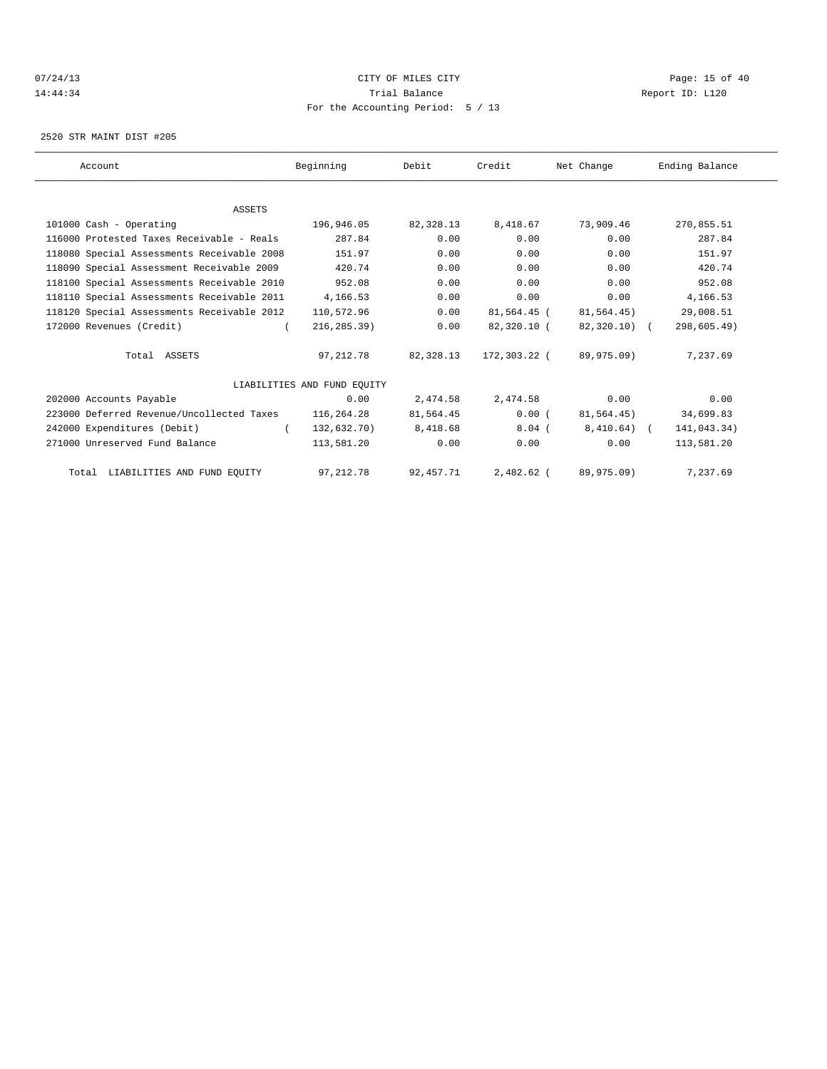CITY OF MILES CITY
Trial Balance
For the Accounting Period: 5 / 13

07/24/13
14:44:34

Report ID: L120

2520 STR MAINT DIST #205

| Account | Beginning | Debit | Credit | Net Change | Ending Balance |
|---|---|---|---|---|---|
| ASSETS | | | | | |
| 101000 Cash - Operating | 196,946.05 | 82,328.13 | 8,418.67 | 73,909.46 | 270,855.51 |
| 116000 Protested Taxes Receivable - Reals | 287.84 | 0.00 | 0.00 | 0.00 | 287.84 |
| 118080 Special Assessments Receivable 2008 | 151.97 | 0.00 | 0.00 | 0.00 | 151.97 |
| 118090 Special Assessment Receivable 2009 | 420.74 | 0.00 | 0.00 | 0.00 | 420.74 |
| 118100 Special Assessments Receivable 2010 | 952.08 | 0.00 | 0.00 | 0.00 | 952.08 |
| 118110 Special Assessments Receivable 2011 | 4,166.53 | 0.00 | 0.00 | 0.00 | 4,166.53 |
| 118120 Special Assessments Receivable 2012 | 110,572.96 | 0.00 | 81,564.45 | (81,564.45) | 29,008.51 |
| 172000 Revenues (Credit) | (216,285.39) | 0.00 | 82,320.10 | (82,320.10) | (298,605.49) |
| Total ASSETS | 97,212.78 | 82,328.13 | 172,303.22 | (89,975.09) | 7,237.69 |
| LIABILITIES AND FUND EQUITY | | | | | |
| 202000 Accounts Payable | 0.00 | 2,474.58 | 2,474.58 | 0.00 | 0.00 |
| 223000 Deferred Revenue/Uncollected Taxes | 116,264.28 | 81,564.45 | 0.00 | (81,564.45) | 34,699.83 |
| 242000 Expenditures (Debit) | (132,632.70) | 8,418.68 | 8.04 | (8,410.64) | (141,043.34) |
| 271000 Unreserved Fund Balance | 113,581.20 | 0.00 | 0.00 | 0.00 | 113,581.20 |
| Total LIABILITIES AND FUND EQUITY | 97,212.78 | 92,457.71 | 2,482.62 | (89,975.09) | 7,237.69 |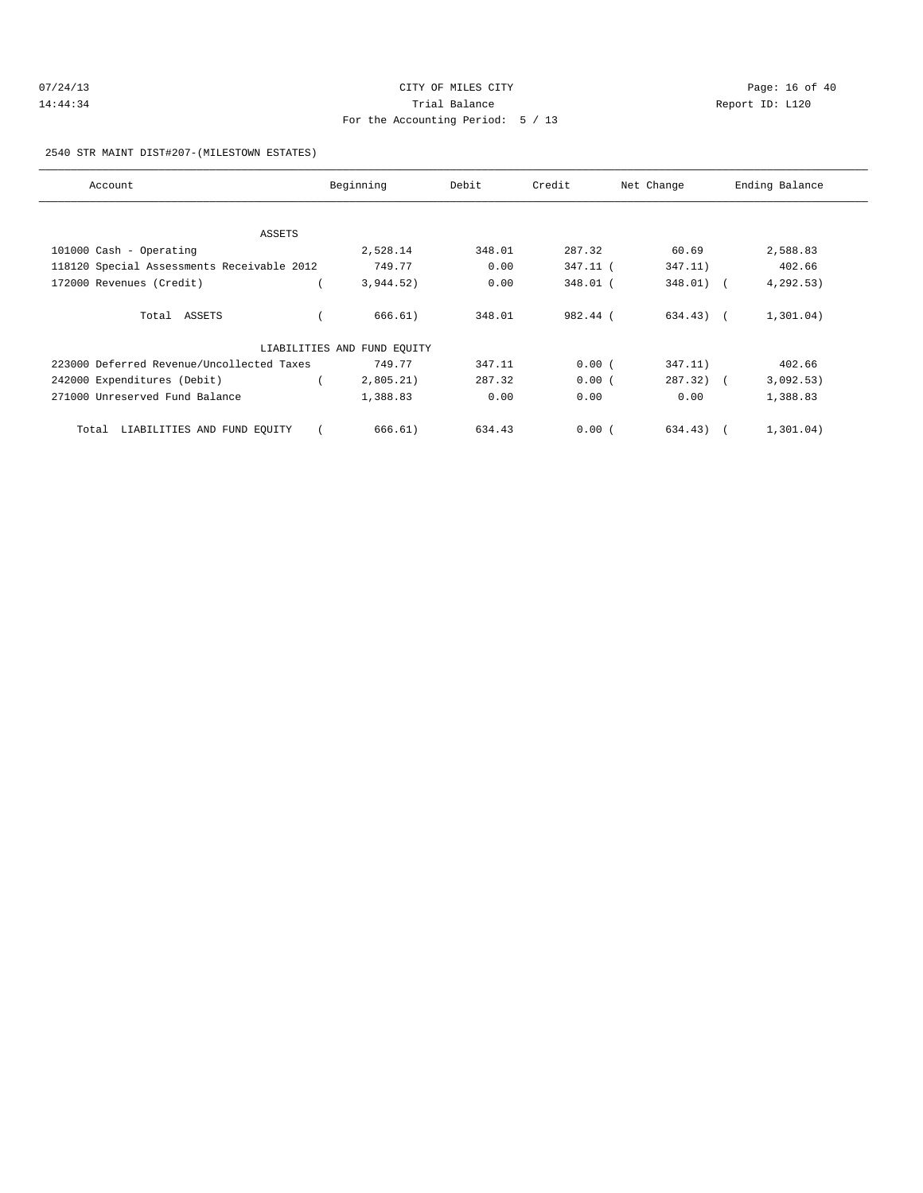CITY OF MILES CITY

Trial Balance

For the Accounting Period: 5 / 13

07/24/13 14:44:34 — Report ID: L120

2540 STR MAINT DIST#207-(MILESTOWN ESTATES)

| Account | Beginning | Debit | Credit | Net Change | Ending Balance |
|---|---|---|---|---|---|
| ASSETS | | | | | |
| 101000 Cash - Operating | 2,528.14 | 348.01 | 287.32 | 60.69 | 2,588.83 |
| 118120 Special Assessments Receivable 2012 | 749.77 | 0.00 | 347.11 | (347.11) | 402.66 |
| 172000 Revenues (Credit) | (3,944.52) | 0.00 | 348.01 | (348.01) | (4,292.53) |
| Total ASSETS | (666.61) | 348.01 | 982.44 | (634.43) | (1,301.04) |
| LIABILITIES AND FUND EQUITY | | | | | |
| 223000 Deferred Revenue/Uncollected Taxes | 749.77 | 347.11 | 0.00 | (347.11) | 402.66 |
| 242000 Expenditures (Debit) | (2,805.21) | 287.32 | 0.00 | (287.32) | (3,092.53) |
| 271000 Unreserved Fund Balance | 1,388.83 | 0.00 | 0.00 | 0.00 | 1,388.83 |
| Total LIABILITIES AND FUND EQUITY | (666.61) | 634.43 | 0.00 | (634.43) | (1,301.04) |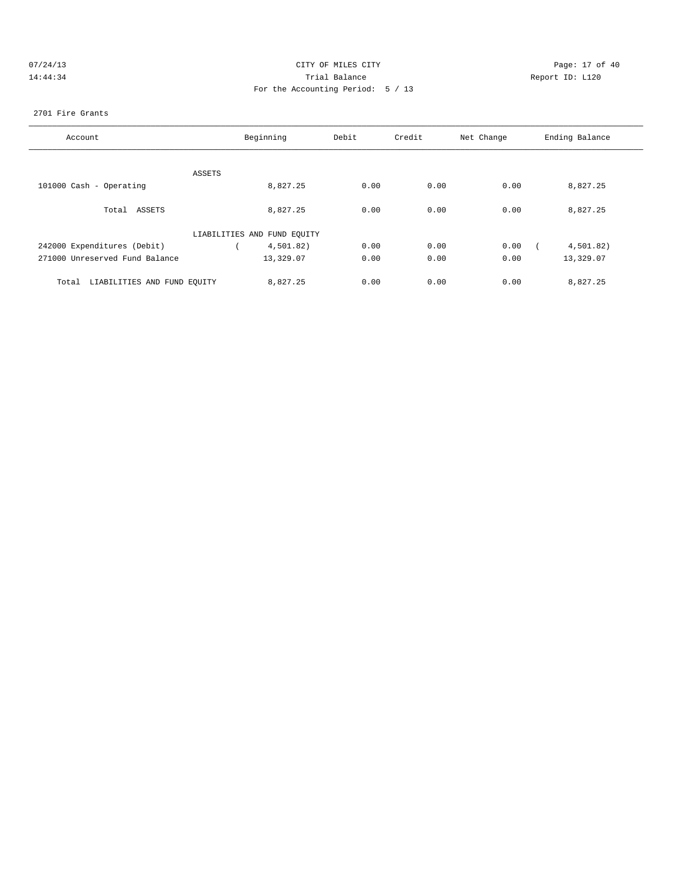07/24/13 CITY OF MILES CITY

14:44:34 Trial Balance Report ID: L120

For the Accounting Period: 5 / 13

2701 Fire Grants

| Account | Beginning | Debit | Credit | Net Change | Ending Balance |
|---|---|---|---|---|---|
| ASSETS | | | | | |
| 101000 Cash - Operating | 8,827.25 | 0.00 | 0.00 | 0.00 | 8,827.25 |
| Total ASSETS | 8,827.25 | 0.00 | 0.00 | 0.00 | 8,827.25 |
| LIABILITIES AND FUND EQUITY | | | | | |
| 242000 Expenditures (Debit) | ( 4,501.82) | 0.00 | 0.00 | 0.00 | ( 4,501.82) |
| 271000 Unreserved Fund Balance | 13,329.07 | 0.00 | 0.00 | 0.00 | 13,329.07 |
| Total LIABILITIES AND FUND EQUITY | 8,827.25 | 0.00 | 0.00 | 0.00 | 8,827.25 |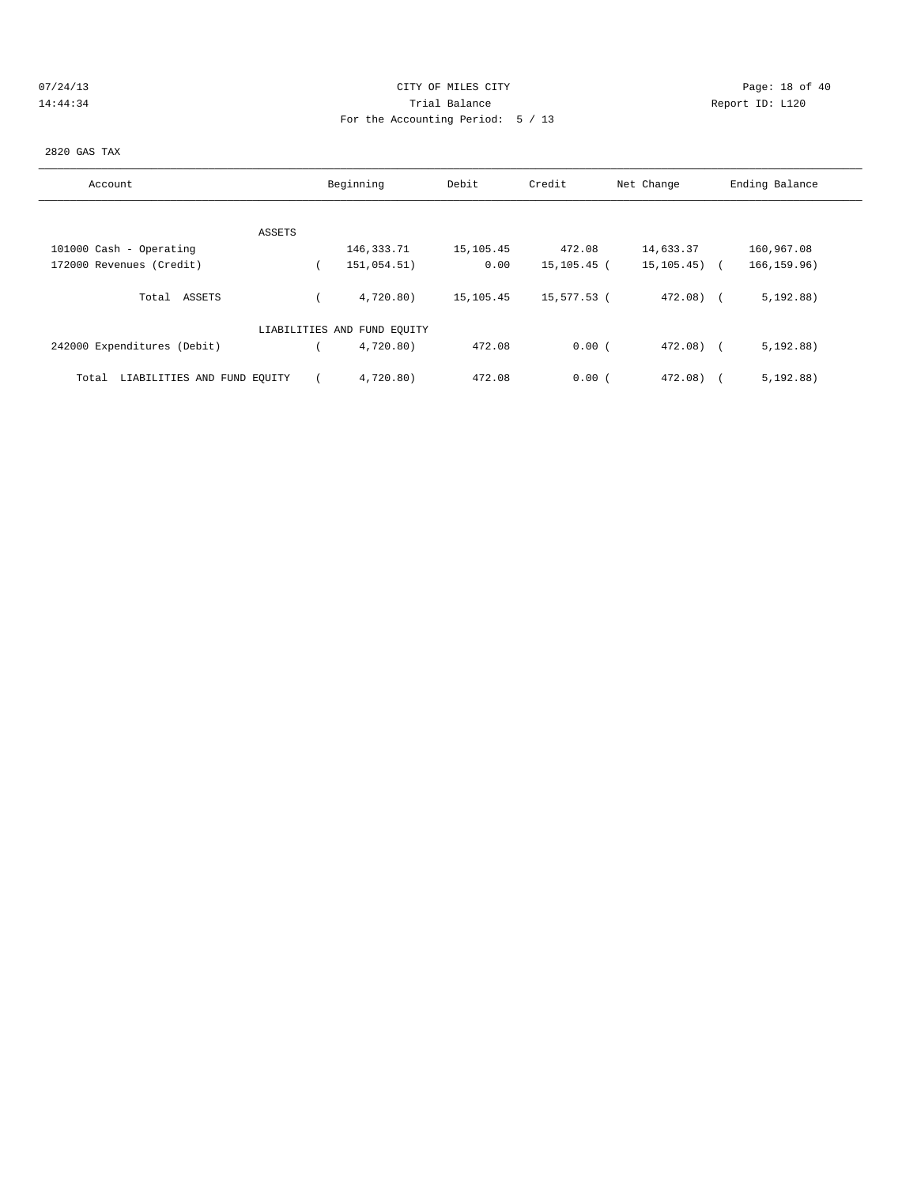CITY OF MILES CITY

Trial Balance

For the Accounting Period: 5 / 13

07/24/13 14:44:34

Report ID: L120

2820 GAS TAX

| Account | Beginning | Debit | Credit | Net Change | Ending Balance |
|---|---|---|---|---|---|
| ASSETS | | | | | |
| 101000 Cash - Operating | 146,333.71 | 15,105.45 | 472.08 | 14,633.37 | 160,967.08 |
| 172000 Revenues (Credit) | ( 151,054.51) | 0.00 | 15,105.45 | ( 15,105.45) | ( 166,159.96) |
| Total ASSETS | ( 4,720.80) | 15,105.45 | 15,577.53 | ( 472.08) | ( 5,192.88) |
| LIABILITIES AND FUND EQUITY | | | | | |
| 242000 Expenditures (Debit) | ( 4,720.80) | 472.08 | 0.00 | ( 472.08) | ( 5,192.88) |
| Total LIABILITIES AND FUND EQUITY | ( 4,720.80) | 472.08 | 0.00 | ( 472.08) | ( 5,192.88) |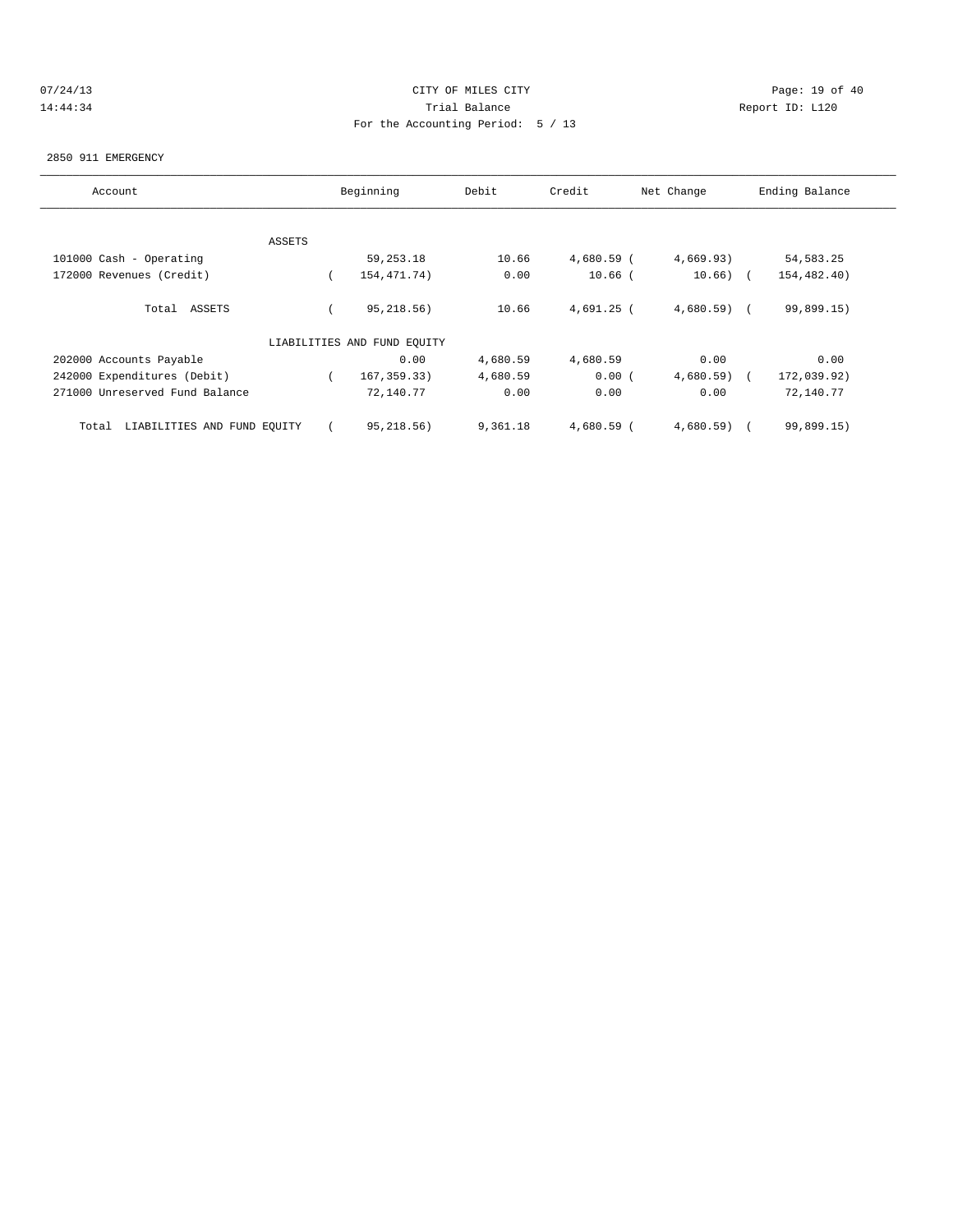CITY OF MILES CITY
Trial Balance
For the Accounting Period: 5 / 13

07/24/13
14:44:34

Report ID: L120

2850 911 EMERGENCY

| Account | Beginning | Debit | Credit | Net Change | Ending Balance |
|---|---|---|---|---|---|
| ASSETS | | | | | |
| 101000 Cash - Operating | 59,253.18 | 10.66 | 4,680.59 | ( 4,669.93) | 54,583.25 |
| 172000 Revenues (Credit) | ( 154,471.74) | 0.00 | 10.66 | ( 10.66) | ( 154,482.40) |
| Total ASSETS | ( 95,218.56) | 10.66 | 4,691.25 | ( 4,680.59) | ( 99,899.15) |
| LIABILITIES AND FUND EQUITY | | | | | |
| 202000 Accounts Payable | 0.00 | 4,680.59 | 4,680.59 | 0.00 | 0.00 |
| 242000 Expenditures (Debit) | ( 167,359.33) | 4,680.59 | 0.00 | ( 4,680.59) | ( 172,039.92) |
| 271000 Unreserved Fund Balance | 72,140.77 | 0.00 | 0.00 | 0.00 | 72,140.77 |
| Total LIABILITIES AND FUND EQUITY | ( 95,218.56) | 9,361.18 | 4,680.59 | ( 4,680.59) | ( 99,899.15) |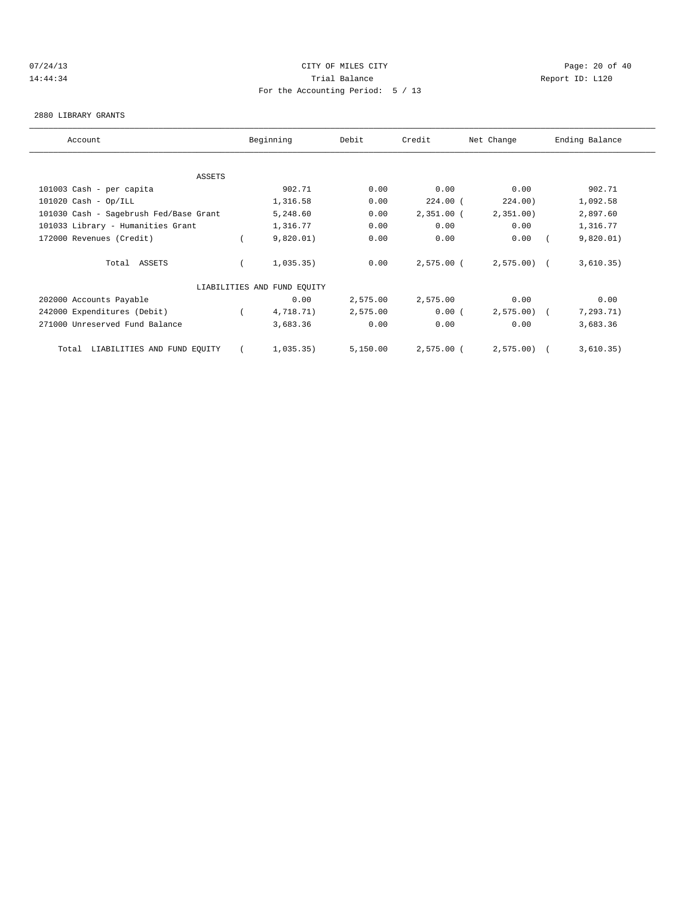07/24/13 CITY OF MILES CITY
14:44:34 Trial Balance Report ID: L120
For the Accounting Period: 5 / 13

2880 LIBRARY GRANTS

| Account | Beginning | Debit | Credit | Net Change | Ending Balance |
|---|---|---|---|---|---|
| ASSETS | | | | | |
| 101003 Cash - per capita | 902.71 | 0.00 | 0.00 | 0.00 | 902.71 |
| 101020 Cash - Op/ILL | 1,316.58 | 0.00 | 224.00 | ( 224.00) | 1,092.58 |
| 101030 Cash - Sagebrush Fed/Base Grant | 5,248.60 | 0.00 | 2,351.00 | ( 2,351.00) | 2,897.60 |
| 101033 Library - Humanities Grant | 1,316.77 | 0.00 | 0.00 | 0.00 | 1,316.77 |
| 172000 Revenues (Credit) | ( 9,820.01) | 0.00 | 0.00 | 0.00 | ( 9,820.01) |
| Total ASSETS | ( 1,035.35) | 0.00 | 2,575.00 | ( 2,575.00) | ( 3,610.35) |
| LIABILITIES AND FUND EQUITY | | | | | |
| 202000 Accounts Payable | 0.00 | 2,575.00 | 2,575.00 | 0.00 | 0.00 |
| 242000 Expenditures (Debit) | ( 4,718.71) | 2,575.00 | 0.00 | ( 2,575.00) | ( 7,293.71) |
| 271000 Unreserved Fund Balance | 3,683.36 | 0.00 | 0.00 | 0.00 | 3,683.36 |
| Total LIABILITIES AND FUND EQUITY | ( 1,035.35) | 5,150.00 | 2,575.00 | ( 2,575.00) | ( 3,610.35) |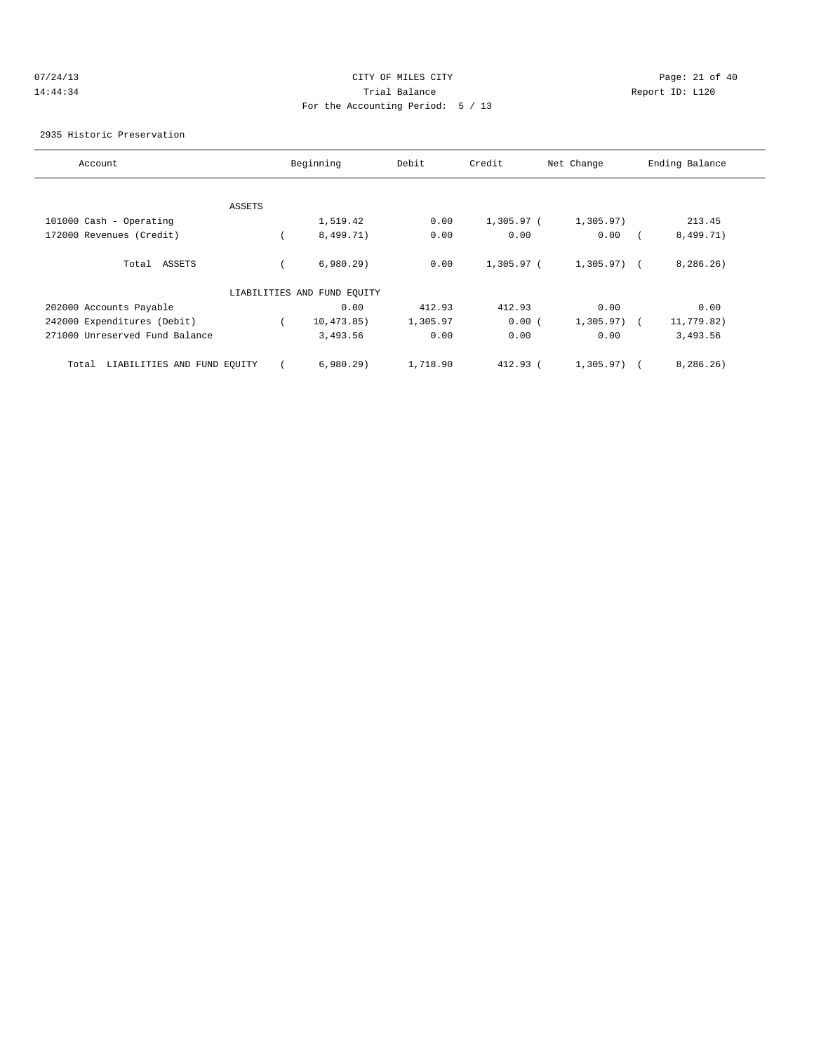07/24/13 CITY OF MILES CITY
14:44:34 Trial Balance Report ID: L120
For the Accounting Period: 5 / 13

2935 Historic Preservation

| Account | Beginning | Debit | Credit | Net Change | Ending Balance |
|---|---|---|---|---|---|
| ASSETS | | | | | |
| 101000 Cash - Operating | 1,519.42 | 0.00 | 1,305.97 | ( 1,305.97) | 213.45 |
| 172000 Revenues (Credit) | ( 8,499.71) | 0.00 | 0.00 | 0.00 | ( 8,499.71) |
| Total ASSETS | ( 6,980.29) | 0.00 | 1,305.97 | ( 1,305.97) | ( 8,286.26) |
| LIABILITIES AND FUND EQUITY | | | | | |
| 202000 Accounts Payable | 0.00 | 412.93 | 412.93 | 0.00 | 0.00 |
| 242000 Expenditures (Debit) | ( 10,473.85) | 1,305.97 | 0.00 | ( 1,305.97) | ( 11,779.82) |
| 271000 Unreserved Fund Balance | 3,493.56 | 0.00 | 0.00 | 0.00 | 3,493.56 |
| Total LIABILITIES AND FUND EQUITY | ( 6,980.29) | 1,718.90 | 412.93 | ( 1,305.97) | ( 8,286.26) |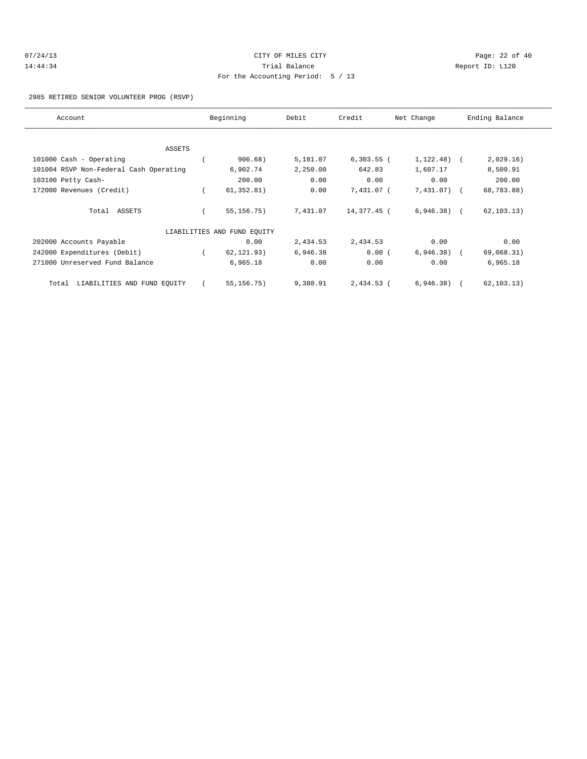CITY OF MILES CITY
Trial Balance
For the Accounting Period: 5 / 13

07/24/13
14:44:34

Report ID: L120

2985 RETIRED SENIOR VOLUNTEER PROG (RSVP)

| Account | Beginning | Debit | Credit | Net Change | Ending Balance |
|---|---|---|---|---|---|
| ASSETS | | | | | |
| 101000 Cash - Operating | ( 906.68) | 5,181.07 | 6,303.55 | ( 1,122.48) | ( 2,029.16) |
| 101004 RSVP Non-Federal Cash Operating | 6,902.74 | 2,250.00 | 642.83 | 1,607.17 | 8,509.91 |
| 103100 Petty Cash- | 200.00 | 0.00 | 0.00 | 0.00 | 200.00 |
| 172000 Revenues (Credit) | ( 61,352.81) | 0.00 | 7,431.07 | ( 7,431.07) | ( 68,783.88) |
| Total ASSETS | ( 55,156.75) | 7,431.07 | 14,377.45 | ( 6,946.38) | ( 62,103.13) |
| LIABILITIES AND FUND EQUITY | | | | | |
| 202000 Accounts Payable | 0.00 | 2,434.53 | 2,434.53 | 0.00 | 0.00 |
| 242000 Expenditures (Debit) | ( 62,121.93) | 6,946.38 | 0.00 | ( 6,946.38) | ( 69,068.31) |
| 271000 Unreserved Fund Balance | 6,965.18 | 0.00 | 0.00 | 0.00 | 6,965.18 |
| Total LIABILITIES AND FUND EQUITY | ( 55,156.75) | 9,380.91 | 2,434.53 | ( 6,946.38) | ( 62,103.13) |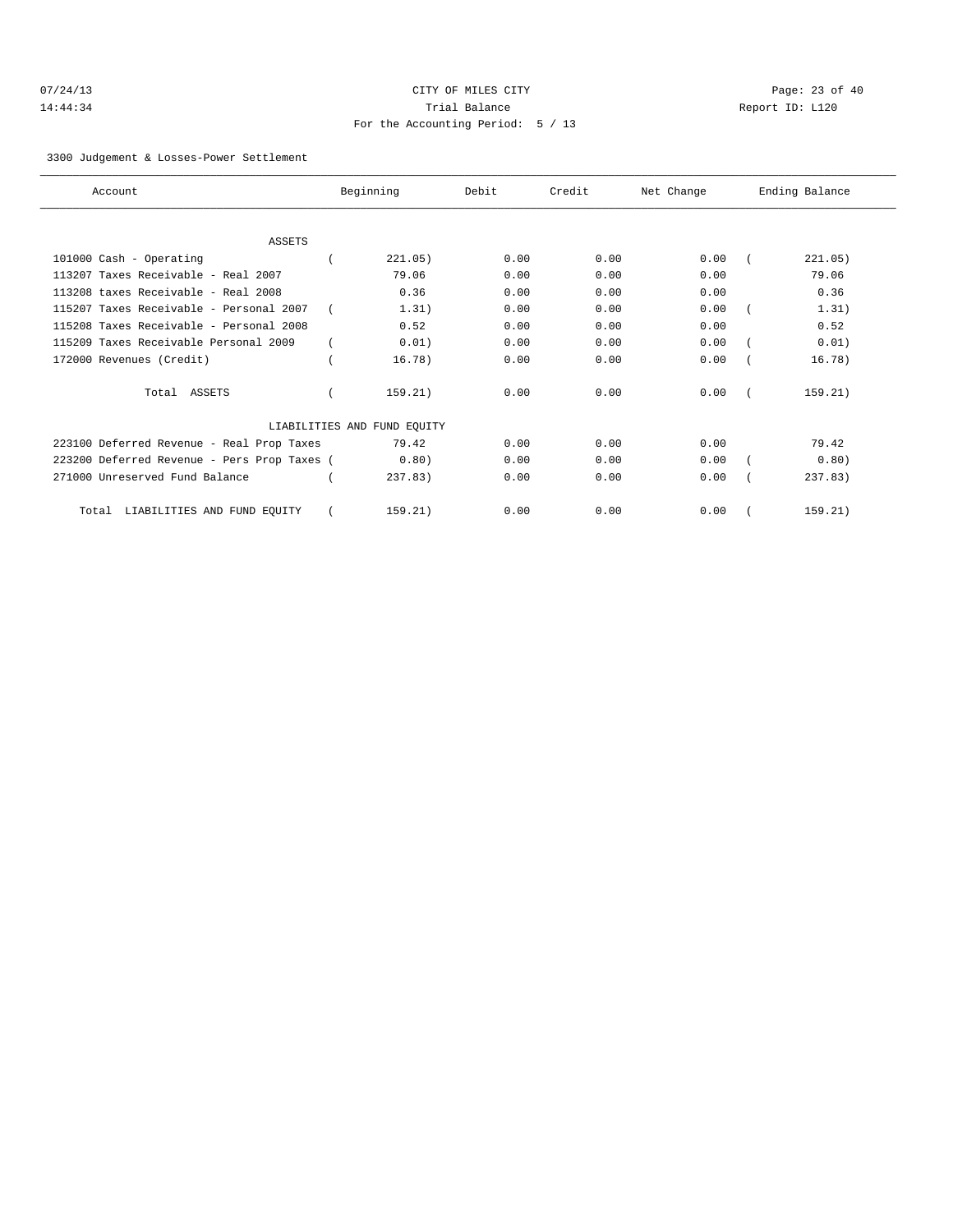CITY OF MILES CITY

Trial Balance

For the Accounting Period: 5 / 13

07/24/13 14:44:34 — Report ID: L120

3300 Judgement & Losses-Power Settlement

| Account | Beginning | Debit | Credit | Net Change | Ending Balance |
|---|---|---|---|---|---|
| ASSETS | | | | | |
| 101000 Cash - Operating | ( 221.05) | 0.00 | 0.00 | 0.00 | ( 221.05) |
| 113207 Taxes Receivable - Real 2007 | 79.06 | 0.00 | 0.00 | 0.00 | 79.06 |
| 113208 taxes Receivable - Real 2008 | 0.36 | 0.00 | 0.00 | 0.00 | 0.36 |
| 115207 Taxes Receivable - Personal 2007 | ( 1.31) | 0.00 | 0.00 | 0.00 | ( 1.31) |
| 115208 Taxes Receivable - Personal 2008 | 0.52 | 0.00 | 0.00 | 0.00 | 0.52 |
| 115209 Taxes Receivable Personal 2009 | ( 0.01) | 0.00 | 0.00 | 0.00 | ( 0.01) |
| 172000 Revenues (Credit) | ( 16.78) | 0.00 | 0.00 | 0.00 | ( 16.78) |
| Total ASSETS | ( 159.21) | 0.00 | 0.00 | 0.00 | ( 159.21) |
| LIABILITIES AND FUND EQUITY | | | | | |
| 223100 Deferred Revenue - Real Prop Taxes | 79.42 | 0.00 | 0.00 | 0.00 | 79.42 |
| 223200 Deferred Revenue - Pers Prop Taxes | ( 0.80) | 0.00 | 0.00 | 0.00 | ( 0.80) |
| 271000 Unreserved Fund Balance | ( 237.83) | 0.00 | 0.00 | 0.00 | ( 237.83) |
| Total LIABILITIES AND FUND EQUITY | ( 159.21) | 0.00 | 0.00 | 0.00 | ( 159.21) |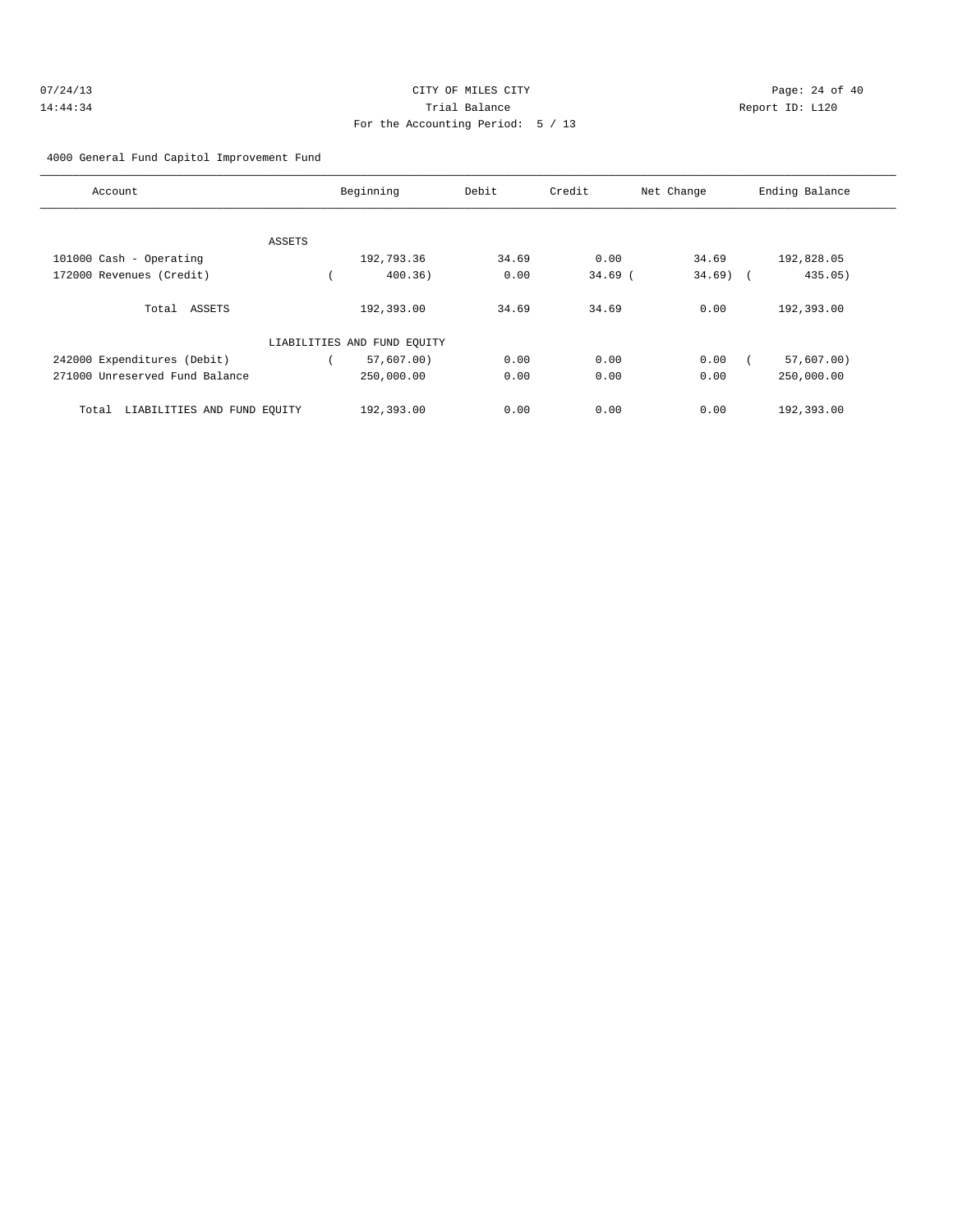07/24/13 CITY OF MILES CITY
14:44:34 Trial Balance Report ID: L120
For the Accounting Period: 5 / 13

4000 General Fund Capitol Improvement Fund

| Account | Beginning | Debit | Credit | Net Change | Ending Balance |
|---|---|---|---|---|---|
| ASSETS | | | | | |
| 101000 Cash - Operating | 192,793.36 | 34.69 | 0.00 | 34.69 | 192,828.05 |
| 172000 Revenues (Credit) | ( 400.36) | 0.00 | 34.69 | ( 34.69) | ( 435.05) |
| Total ASSETS | 192,393.00 | 34.69 | 34.69 | 0.00 | 192,393.00 |
| LIABILITIES AND FUND EQUITY | | | | | |
| 242000 Expenditures (Debit) | ( 57,607.00) | 0.00 | 0.00 | 0.00 | ( 57,607.00) |
| 271000 Unreserved Fund Balance | 250,000.00 | 0.00 | 0.00 | 0.00 | 250,000.00 |
| Total LIABILITIES AND FUND EQUITY | 192,393.00 | 0.00 | 0.00 | 0.00 | 192,393.00 |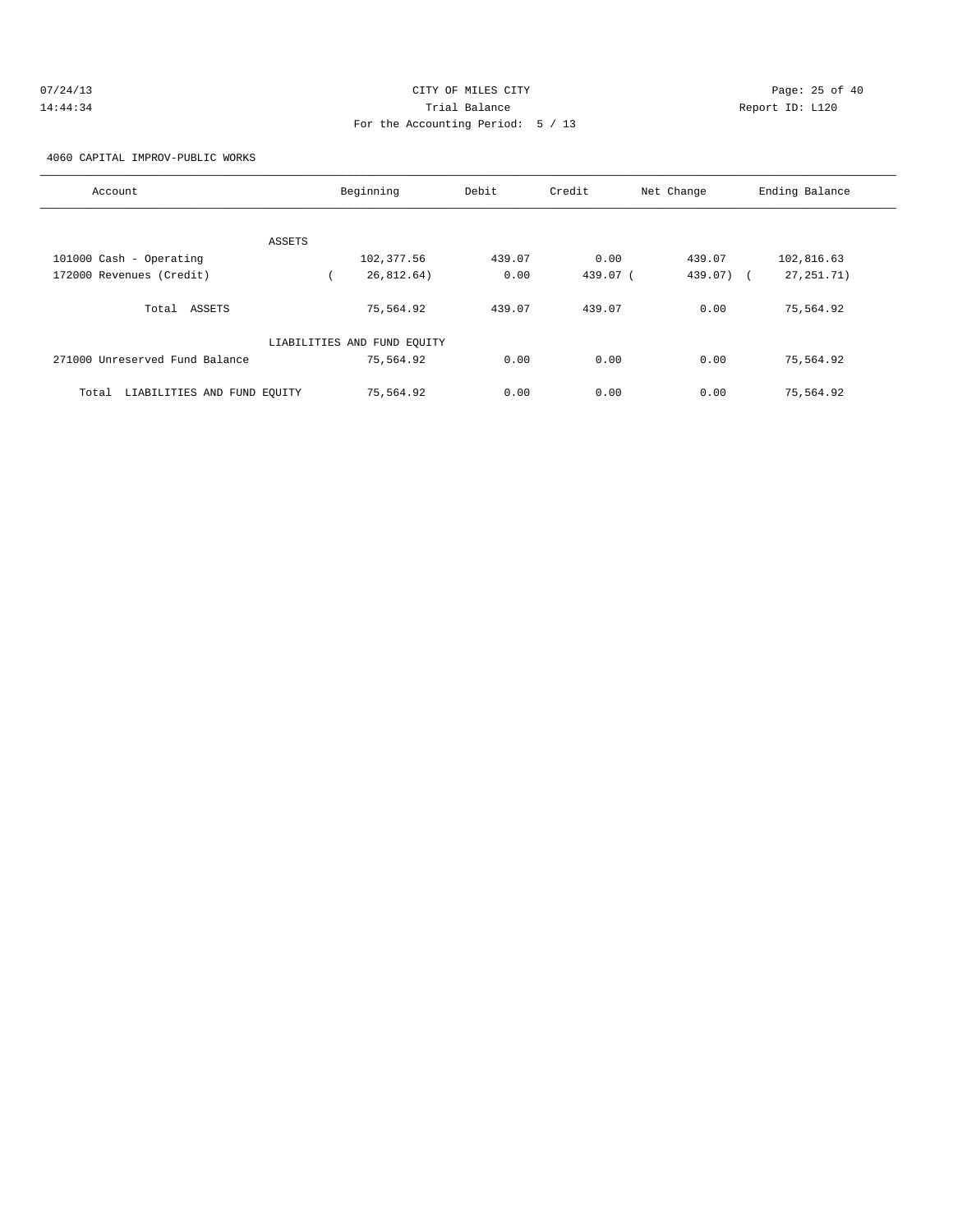CITY OF MILES CITY

Trial Balance

For the Accounting Period: 5 / 13

07/24/13 14:44:34 Report ID: L120

4060 CAPITAL IMPROV-PUBLIC WORKS

| Account | Beginning | Debit | Credit | Net Change | Ending Balance |
|---|---|---|---|---|---|
| ASSETS | | | | | |
| 101000 Cash - Operating | 102,377.56 | 439.07 | 0.00 | 439.07 | 102,816.63 |
| 172000 Revenues (Credit) | ( 26,812.64) | 0.00 | 439.07 | ( 439.07) | ( 27,251.71) |
| Total ASSETS | 75,564.92 | 439.07 | 439.07 | 0.00 | 75,564.92 |
| LIABILITIES AND FUND EQUITY | | | | | |
| 271000 Unreserved Fund Balance | 75,564.92 | 0.00 | 0.00 | 0.00 | 75,564.92 |
| Total LIABILITIES AND FUND EQUITY | 75,564.92 | 0.00 | 0.00 | 0.00 | 75,564.92 |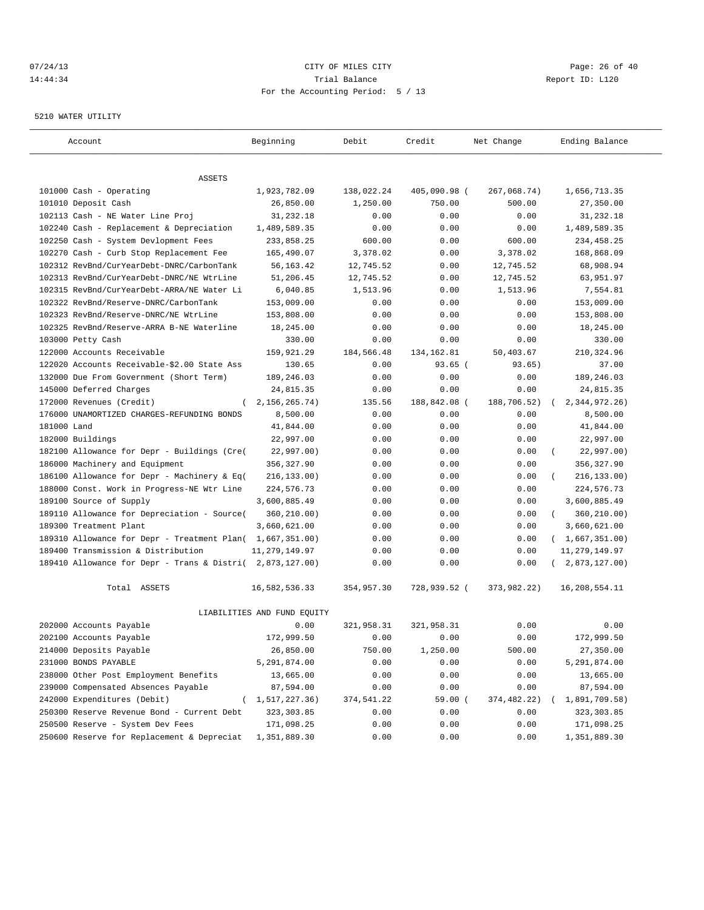CITY OF MILES CITY

Trial Balance

For the Accounting Period: 5 / 13

07/24/13
14:44:34

Report ID: L120

5210 WATER UTILITY

| Account | Beginning | Debit | Credit | Net Change | Ending Balance |
|---|---|---|---|---|---|
| **ASSETS** | | | | | |
| 101000 Cash - Operating | 1,923,782.09 | 138,022.24 | 405,090.98 | (267,068.74) | 1,656,713.35 |
| 101010 Deposit Cash | 26,850.00 | 1,250.00 | 750.00 | 500.00 | 27,350.00 |
| 102113 Cash - NE Water Line Proj | 31,232.18 | 0.00 | 0.00 | 0.00 | 31,232.18 |
| 102240 Cash - Replacement & Depreciation | 1,489,589.35 | 0.00 | 0.00 | 0.00 | 1,489,589.35 |
| 102250 Cash - System Devlopment Fees | 233,858.25 | 600.00 | 0.00 | 600.00 | 234,458.25 |
| 102270 Cash - Curb Stop Replacement Fee | 165,490.07 | 3,378.02 | 0.00 | 3,378.02 | 168,868.09 |
| 102312 RevBnd/CurYearDebt-DNRC/CarbonTank | 56,163.42 | 12,745.52 | 0.00 | 12,745.52 | 68,908.94 |
| 102313 RevBnd/CurYearDebt-DNRC/NE WtrLine | 51,206.45 | 12,745.52 | 0.00 | 12,745.52 | 63,951.97 |
| 102315 RevBnd/CurYearDebt-ARRA/NE Water Li | 6,040.85 | 1,513.96 | 0.00 | 1,513.96 | 7,554.81 |
| 102322 RevBnd/Reserve-DNRC/CarbonTank | 153,009.00 | 0.00 | 0.00 | 0.00 | 153,009.00 |
| 102323 RevBnd/Reserve-DNRC/NE WtrLine | 153,808.00 | 0.00 | 0.00 | 0.00 | 153,808.00 |
| 102325 RevBnd/Reserve-ARRA B-NE Waterline | 18,245.00 | 0.00 | 0.00 | 0.00 | 18,245.00 |
| 103000 Petty Cash | 330.00 | 0.00 | 0.00 | 0.00 | 330.00 |
| 122000 Accounts Receivable | 159,921.29 | 184,566.48 | 134,162.81 | 50,403.67 | 210,324.96 |
| 122020 Accounts Receivable-$2.00 State Ass | 130.65 | 0.00 | 93.65 | (93.65) | 37.00 |
| 132000 Due From Government (Short Term) | 189,246.03 | 0.00 | 0.00 | 0.00 | 189,246.03 |
| 145000 Deferred Charges | 24,815.35 | 0.00 | 0.00 | 0.00 | 24,815.35 |
| 172000 Revenues (Credit) | (2,156,265.74) | 135.56 | 188,842.08 | (188,706.52) | (2,344,972.26) |
| 176000 UNAMORTIZED CHARGES-REFUNDING BONDS | 8,500.00 | 0.00 | 0.00 | 0.00 | 8,500.00 |
| 181000 Land | 41,844.00 | 0.00 | 0.00 | 0.00 | 41,844.00 |
| 182000 Buildings | 22,997.00 | 0.00 | 0.00 | 0.00 | 22,997.00 |
| 182100 Allowance for Depr - Buildings (Cre( | 22,997.00) | 0.00 | 0.00 | 0.00 | (22,997.00) |
| 186000 Machinery and Equipment | 356,327.90 | 0.00 | 0.00 | 0.00 | 356,327.90 |
| 186100 Allowance for Depr - Machinery & Eq( | 216,133.00) | 0.00 | 0.00 | 0.00 | (216,133.00) |
| 188000 Const. Work in Progress-NE Wtr Line | 224,576.73 | 0.00 | 0.00 | 0.00 | 224,576.73 |
| 189100 Source of Supply | 3,600,885.49 | 0.00 | 0.00 | 0.00 | 3,600,885.49 |
| 189110 Allowance for Depreciation - Source( | 360,210.00) | 0.00 | 0.00 | 0.00 | (360,210.00) |
| 189300 Treatment Plant | 3,660,621.00 | 0.00 | 0.00 | 0.00 | 3,660,621.00 |
| 189310 Allowance for Depr - Treatment Plan( | 1,667,351.00) | 0.00 | 0.00 | 0.00 | (1,667,351.00) |
| 189400 Transmission & Distribution | 11,279,149.97 | 0.00 | 0.00 | 0.00 | 11,279,149.97 |
| 189410 Allowance for Depr - Trans & Distri( | 2,873,127.00) | 0.00 | 0.00 | 0.00 | (2,873,127.00) |
| Total ASSETS | 16,582,536.33 | 354,957.30 | 728,939.52 | (373,982.22) | 16,208,554.11 |
| **LIABILITIES AND FUND EQUITY** | | | | | |
| 202000 Accounts Payable | 0.00 | 321,958.31 | 321,958.31 | 0.00 | 0.00 |
| 202100 Accounts Payable | 172,999.50 | 0.00 | 0.00 | 0.00 | 172,999.50 |
| 214000 Deposits Payable | 26,850.00 | 750.00 | 1,250.00 | 500.00 | 27,350.00 |
| 231000 BONDS PAYABLE | 5,291,874.00 | 0.00 | 0.00 | 0.00 | 5,291,874.00 |
| 238000 Other Post Employment Benefits | 13,665.00 | 0.00 | 0.00 | 0.00 | 13,665.00 |
| 239000 Compensated Absences Payable | 87,594.00 | 0.00 | 0.00 | 0.00 | 87,594.00 |
| 242000 Expenditures (Debit) | (1,517,227.36) | 374,541.22 | 59.00 | (374,482.22) | (1,891,709.58) |
| 250300 Reserve Revenue Bond - Current Debt | 323,303.85 | 0.00 | 0.00 | 0.00 | 323,303.85 |
| 250500 Reserve - System Dev Fees | 171,098.25 | 0.00 | 0.00 | 0.00 | 171,098.25 |
| 250600 Reserve for Replacement & Depreciat | 1,351,889.30 | 0.00 | 0.00 | 0.00 | 1,351,889.30 |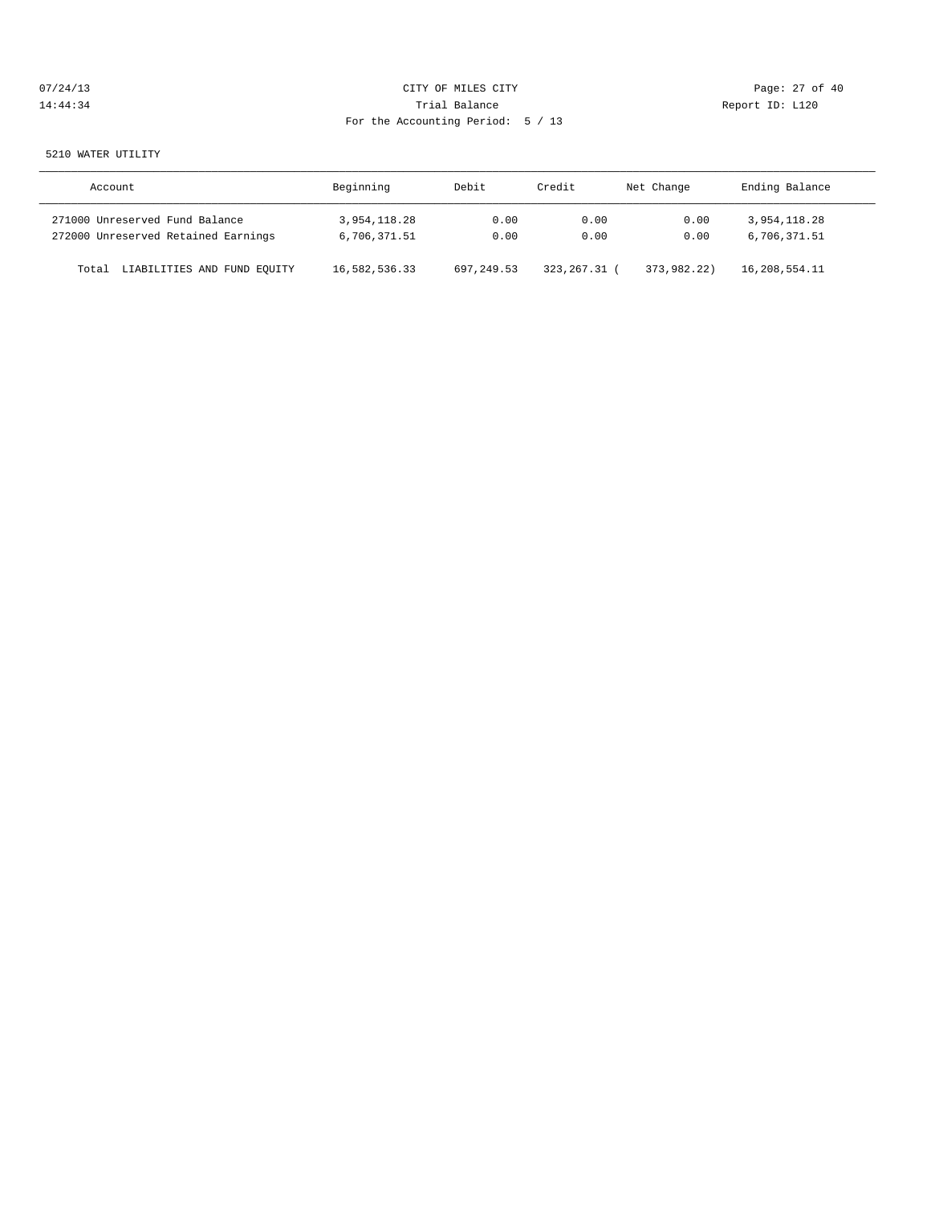CITY OF MILES CITY
Trial Balance
For the Accounting Period: 5 / 13

07/24/13
14:44:34

Report ID: L120

5210 WATER UTILITY

| Account | Beginning | Debit | Credit | Net Change | Ending Balance |
|---|---|---|---|---|---|
| 271000 Unreserved Fund Balance | 3,954,118.28 | 0.00 | 0.00 | 0.00 | 3,954,118.28 |
| 272000 Unreserved Retained Earnings | 6,706,371.51 | 0.00 | 0.00 | 0.00 | 6,706,371.51 |
| Total LIABILITIES AND FUND EQUITY | 16,582,536.33 | 697,249.53 | 323,267.31 | ( 373,982.22) | 16,208,554.11 |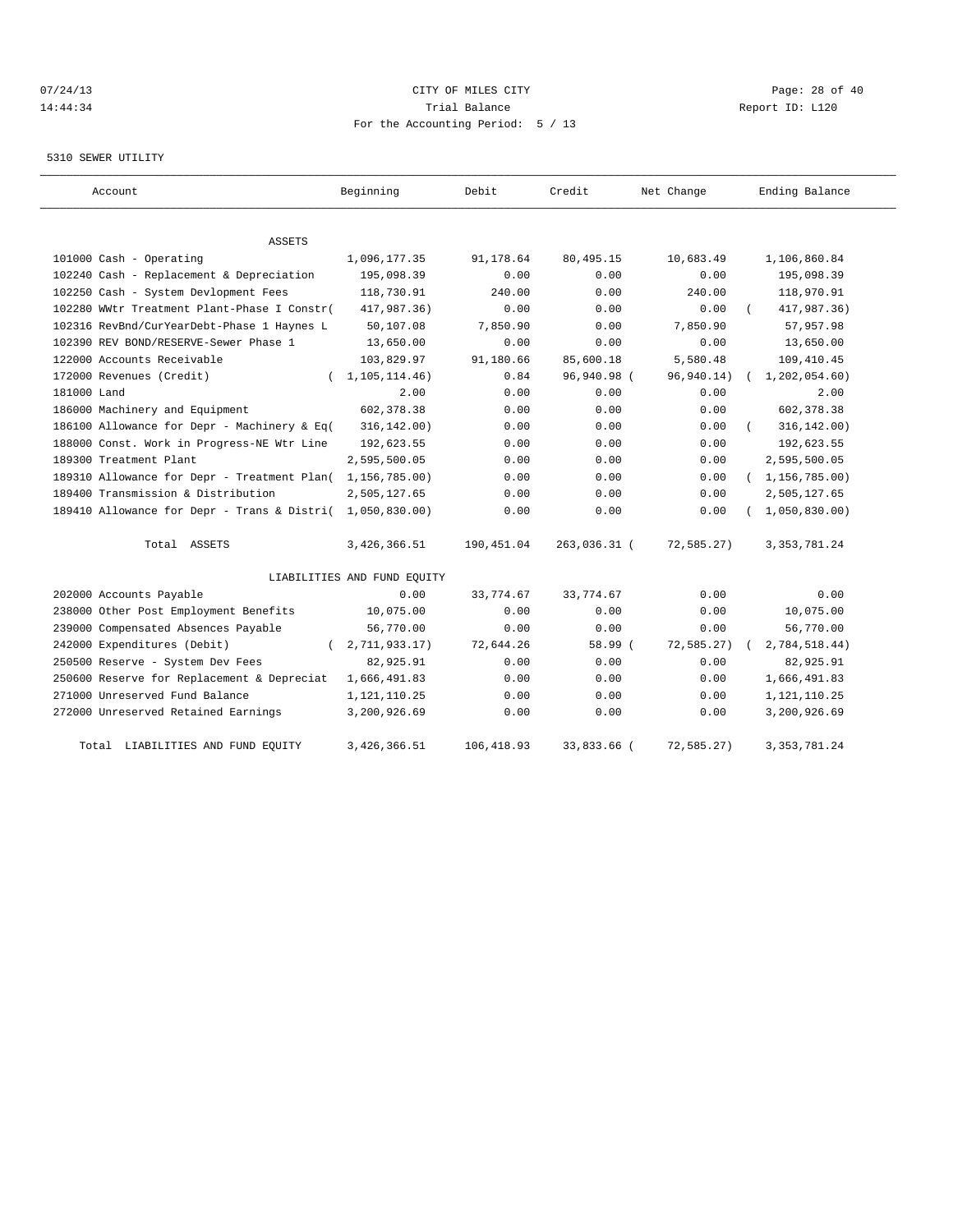CITY OF MILES CITY
Trial Balance
For the Accounting Period: 5 / 13

07/24/13
14:44:34

Report ID: L120

5310 SEWER UTILITY

| Account | Beginning | Debit | Credit | Net Change | Ending Balance |
|---|---|---|---|---|---|
| ASSETS | | | | | |
| 101000 Cash - Operating | 1,096,177.35 | 91,178.64 | 80,495.15 | 10,683.49 | 1,106,860.84 |
| 102240 Cash - Replacement & Depreciation | 195,098.39 | 0.00 | 0.00 | 0.00 | 195,098.39 |
| 102250 Cash - System Devlopment Fees | 118,730.91 | 240.00 | 0.00 | 240.00 | 118,970.91 |
| 102280 WWtr Treatment Plant-Phase I Constr( | 417,987.36) | 0.00 | 0.00 | 0.00 | ( 417,987.36) |
| 102316 RevBnd/CurYearDebt-Phase 1 Haynes L | 50,107.08 | 7,850.90 | 0.00 | 7,850.90 | 57,957.98 |
| 102390 REV BOND/RESERVE-Sewer Phase 1 | 13,650.00 | 0.00 | 0.00 | 0.00 | 13,650.00 |
| 122000 Accounts Receivable | 103,829.97 | 91,180.66 | 85,600.18 | 5,580.48 | 109,410.45 |
| 172000 Revenues (Credit) | ( 1,105,114.46) | 0.84 | 96,940.98 ( | 96,940.14) | ( 1,202,054.60) |
| 181000 Land | 2.00 | 0.00 | 0.00 | 0.00 | 2.00 |
| 186000 Machinery and Equipment | 602,378.38 | 0.00 | 0.00 | 0.00 | 602,378.38 |
| 186100 Allowance for Depr - Machinery & Eq( | 316,142.00) | 0.00 | 0.00 | 0.00 | ( 316,142.00) |
| 188000 Const. Work in Progress-NE Wtr Line | 192,623.55 | 0.00 | 0.00 | 0.00 | 192,623.55 |
| 189300 Treatment Plant | 2,595,500.05 | 0.00 | 0.00 | 0.00 | 2,595,500.05 |
| 189310 Allowance for Depr - Treatment Plan( | 1,156,785.00) | 0.00 | 0.00 | 0.00 | ( 1,156,785.00) |
| 189400 Transmission & Distribution | 2,505,127.65 | 0.00 | 0.00 | 0.00 | 2,505,127.65 |
| 189410 Allowance for Depr - Trans & Distri( | 1,050,830.00) | 0.00 | 0.00 | 0.00 | ( 1,050,830.00) |
| Total ASSETS | 3,426,366.51 | 190,451.04 | 263,036.31 ( | 72,585.27) | 3,353,781.24 |
| LIABILITIES AND FUND EQUITY | | | | | |
| 202000 Accounts Payable | 0.00 | 33,774.67 | 33,774.67 | 0.00 | 0.00 |
| 238000 Other Post Employment Benefits | 10,075.00 | 0.00 | 0.00 | 0.00 | 10,075.00 |
| 239000 Compensated Absences Payable | 56,770.00 | 0.00 | 0.00 | 0.00 | 56,770.00 |
| 242000 Expenditures (Debit) | ( 2,711,933.17) | 72,644.26 | 58.99 ( | 72,585.27) | ( 2,784,518.44) |
| 250500 Reserve - System Dev Fees | 82,925.91 | 0.00 | 0.00 | 0.00 | 82,925.91 |
| 250600 Reserve for Replacement & Depreciat | 1,666,491.83 | 0.00 | 0.00 | 0.00 | 1,666,491.83 |
| 271000 Unreserved Fund Balance | 1,121,110.25 | 0.00 | 0.00 | 0.00 | 1,121,110.25 |
| 272000 Unreserved Retained Earnings | 3,200,926.69 | 0.00 | 0.00 | 0.00 | 3,200,926.69 |
| Total LIABILITIES AND FUND EQUITY | 3,426,366.51 | 106,418.93 | 33,833.66 ( | 72,585.27) | 3,353,781.24 |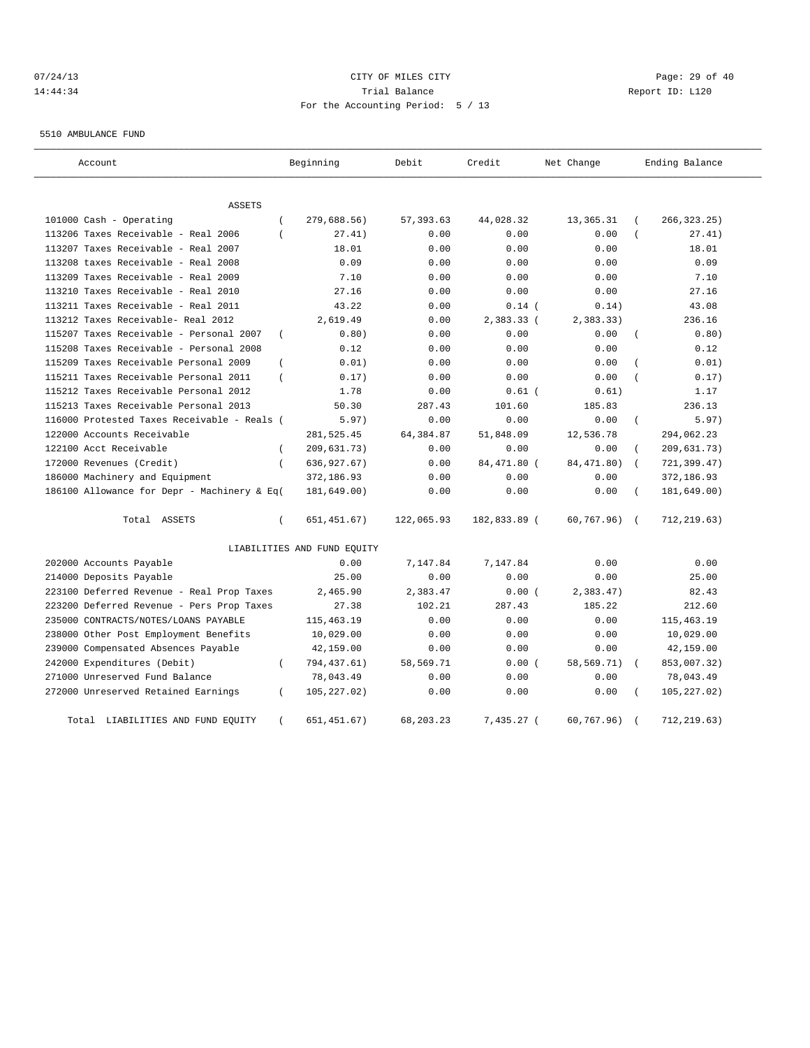07/24/13 CITY OF MILES CITY
14:44:34 Trial Balance Report ID: L120
For the Accounting Period: 5 / 13

5510 AMBULANCE FUND

| Account | Beginning | Debit | Credit | Net Change | Ending Balance |
|---|---|---|---|---|---|
| ASSETS | | | | | |
| 101000 Cash - Operating | ( 279,688.56) | 57,393.63 | 44,028.32 | 13,365.31 | ( 266,323.25) |
| 113206 Taxes Receivable - Real 2006 | ( 27.41) | 0.00 | 0.00 | 0.00 | ( 27.41) |
| 113207 Taxes Receivable - Real 2007 | 18.01 | 0.00 | 0.00 | 0.00 | 18.01 |
| 113208 taxes Receivable - Real 2008 | 0.09 | 0.00 | 0.00 | 0.00 | 0.09 |
| 113209 Taxes Receivable - Real 2009 | 7.10 | 0.00 | 0.00 | 0.00 | 7.10 |
| 113210 Taxes Receivable - Real 2010 | 27.16 | 0.00 | 0.00 | 0.00 | 27.16 |
| 113211 Taxes Receivable - Real 2011 | 43.22 | 0.00 | 0.14 | ( 0.14) | 43.08 |
| 113212 Taxes Receivable- Real 2012 | 2,619.49 | 0.00 | 2,383.33 | ( 2,383.33) | 236.16 |
| 115207 Taxes Receivable - Personal 2007 | ( 0.80) | 0.00 | 0.00 | 0.00 | ( 0.80) |
| 115208 Taxes Receivable - Personal 2008 | 0.12 | 0.00 | 0.00 | 0.00 | 0.12 |
| 115209 Taxes Receivable Personal 2009 | ( 0.01) | 0.00 | 0.00 | 0.00 | ( 0.01) |
| 115211 Taxes Receivable Personal 2011 | ( 0.17) | 0.00 | 0.00 | 0.00 | ( 0.17) |
| 115212 Taxes Receivable Personal 2012 | 1.78 | 0.00 | 0.61 | ( 0.61) | 1.17 |
| 115213 Taxes Receivable Personal 2013 | 50.30 | 287.43 | 101.60 | 185.83 | 236.13 |
| 116000 Protested Taxes Receivable - Reals | ( 5.97) | 0.00 | 0.00 | 0.00 | ( 5.97) |
| 122000 Accounts Receivable | 281,525.45 | 64,384.87 | 51,848.09 | 12,536.78 | 294,062.23 |
| 122100 Acct Receivable | ( 209,631.73) | 0.00 | 0.00 | 0.00 | ( 209,631.73) |
| 172000 Revenues (Credit) | ( 636,927.67) | 0.00 | 84,471.80 | ( 84,471.80) | ( 721,399.47) |
| 186000 Machinery and Equipment | 372,186.93 | 0.00 | 0.00 | 0.00 | 372,186.93 |
| 186100 Allowance for Depr - Machinery & Eq | ( 181,649.00) | 0.00 | 0.00 | 0.00 | ( 181,649.00) |
| Total ASSETS | ( 651,451.67) | 122,065.93 | 182,833.89 | ( 60,767.96) | ( 712,219.63) |
| LIABILITIES AND FUND EQUITY | | | | | |
| 202000 Accounts Payable | 0.00 | 7,147.84 | 7,147.84 | 0.00 | 0.00 |
| 214000 Deposits Payable | 25.00 | 0.00 | 0.00 | 0.00 | 25.00 |
| 223100 Deferred Revenue - Real Prop Taxes | 2,465.90 | 2,383.47 | 0.00 | ( 2,383.47) | 82.43 |
| 223200 Deferred Revenue - Pers Prop Taxes | 27.38 | 102.21 | 287.43 | 185.22 | 212.60 |
| 235000 CONTRACTS/NOTES/LOANS PAYABLE | 115,463.19 | 0.00 | 0.00 | 0.00 | 115,463.19 |
| 238000 Other Post Employment Benefits | 10,029.00 | 0.00 | 0.00 | 0.00 | 10,029.00 |
| 239000 Compensated Absences Payable | 42,159.00 | 0.00 | 0.00 | 0.00 | 42,159.00 |
| 242000 Expenditures (Debit) | ( 794,437.61) | 58,569.71 | 0.00 | ( 58,569.71) | ( 853,007.32) |
| 271000 Unreserved Fund Balance | 78,043.49 | 0.00 | 0.00 | 0.00 | 78,043.49 |
| 272000 Unreserved Retained Earnings | ( 105,227.02) | 0.00 | 0.00 | 0.00 | ( 105,227.02) |
| Total LIABILITIES AND FUND EQUITY | ( 651,451.67) | 68,203.23 | 7,435.27 | ( 60,767.96) | ( 712,219.63) |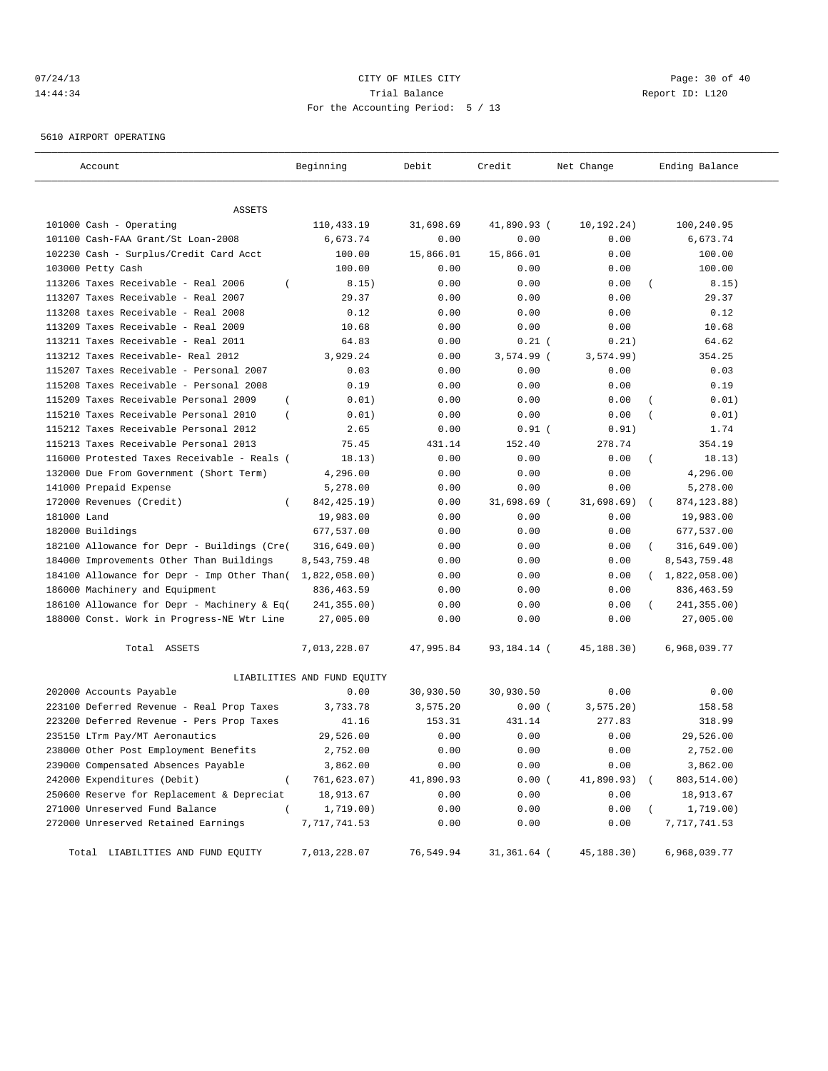CITY OF MILES CITY
Trial Balance
For the Accounting Period: 5 / 13

07/24/13
14:44:34

Report ID: L120

5610 AIRPORT OPERATING

| Account | Beginning | Debit | Credit | Net Change | Ending Balance |
|---|---|---|---|---|---|
| ASSETS | | | | | |
| 101000 Cash - Operating | 110,433.19 | 31,698.69 | 41,890.93 | ( 10,192.24) | 100,240.95 |
| 101100 Cash-FAA Grant/St Loan-2008 | 6,673.74 | 0.00 | 0.00 | 0.00 | 6,673.74 |
| 102230 Cash - Surplus/Credit Card Acct | 100.00 | 15,866.01 | 15,866.01 | 0.00 | 100.00 |
| 103000 Petty Cash | 100.00 | 0.00 | 0.00 | 0.00 | 100.00 |
| 113206 Taxes Receivable - Real 2006 | ( 8.15) | 0.00 | 0.00 | 0.00 | ( 8.15) |
| 113207 Taxes Receivable - Real 2007 | 29.37 | 0.00 | 0.00 | 0.00 | 29.37 |
| 113208 taxes Receivable - Real 2008 | 0.12 | 0.00 | 0.00 | 0.00 | 0.12 |
| 113209 Taxes Receivable - Real 2009 | 10.68 | 0.00 | 0.00 | 0.00 | 10.68 |
| 113211 Taxes Receivable - Real 2011 | 64.83 | 0.00 | 0.21 | ( 0.21) | 64.62 |
| 113212 Taxes Receivable- Real 2012 | 3,929.24 | 0.00 | 3,574.99 | ( 3,574.99) | 354.25 |
| 115207 Taxes Receivable - Personal 2007 | 0.03 | 0.00 | 0.00 | 0.00 | 0.03 |
| 115208 Taxes Receivable - Personal 2008 | 0.19 | 0.00 | 0.00 | 0.00 | 0.19 |
| 115209 Taxes Receivable Personal 2009 | ( 0.01) | 0.00 | 0.00 | 0.00 | ( 0.01) |
| 115210 Taxes Receivable Personal 2010 | ( 0.01) | 0.00 | 0.00 | 0.00 | ( 0.01) |
| 115212 Taxes Receivable Personal 2012 | 2.65 | 0.00 | 0.91 | ( 0.91) | 1.74 |
| 115213 Taxes Receivable Personal 2013 | 75.45 | 431.14 | 152.40 | 278.74 | 354.19 |
| 116000 Protested Taxes Receivable - Reals | ( 18.13) | 0.00 | 0.00 | 0.00 | ( 18.13) |
| 132000 Due From Government (Short Term) | 4,296.00 | 0.00 | 0.00 | 0.00 | 4,296.00 |
| 141000 Prepaid Expense | 5,278.00 | 0.00 | 0.00 | 0.00 | 5,278.00 |
| 172000 Revenues (Credit) | ( 842,425.19) | 0.00 | 31,698.69 | ( 31,698.69) | ( 874,123.88) |
| 181000 Land | 19,983.00 | 0.00 | 0.00 | 0.00 | 19,983.00 |
| 182000 Buildings | 677,537.00 | 0.00 | 0.00 | 0.00 | 677,537.00 |
| 182100 Allowance for Depr - Buildings (Cre | ( 316,649.00) | 0.00 | 0.00 | 0.00 | ( 316,649.00) |
| 184000 Improvements Other Than Buildings | 8,543,759.48 | 0.00 | 0.00 | 0.00 | 8,543,759.48 |
| 184100 Allowance for Depr - Imp Other Than | ( 1,822,058.00) | 0.00 | 0.00 | 0.00 | ( 1,822,058.00) |
| 186000 Machinery and Equipment | 836,463.59 | 0.00 | 0.00 | 0.00 | 836,463.59 |
| 186100 Allowance for Depr - Machinery & Eq | ( 241,355.00) | 0.00 | 0.00 | 0.00 | ( 241,355.00) |
| 188000 Const. Work in Progress-NE Wtr Line | 27,005.00 | 0.00 | 0.00 | 0.00 | 27,005.00 |
| Total ASSETS | 7,013,228.07 | 47,995.84 | 93,184.14 | ( 45,188.30) | 6,968,039.77 |
| LIABILITIES AND FUND EQUITY | | | | | |
| 202000 Accounts Payable | 0.00 | 30,930.50 | 30,930.50 | 0.00 | 0.00 |
| 223100 Deferred Revenue - Real Prop Taxes | 3,733.78 | 3,575.20 | 0.00 | ( 3,575.20) | 158.58 |
| 223200 Deferred Revenue - Pers Prop Taxes | 41.16 | 153.31 | 431.14 | 277.83 | 318.99 |
| 235150 LTrm Pay/MT Aeronautics | 29,526.00 | 0.00 | 0.00 | 0.00 | 29,526.00 |
| 238000 Other Post Employment Benefits | 2,752.00 | 0.00 | 0.00 | 0.00 | 2,752.00 |
| 239000 Compensated Absences Payable | 3,862.00 | 0.00 | 0.00 | 0.00 | 3,862.00 |
| 242000 Expenditures (Debit) | ( 761,623.07) | 41,890.93 | 0.00 | ( 41,890.93) | ( 803,514.00) |
| 250600 Reserve for Replacement & Depreciat | 18,913.67 | 0.00 | 0.00 | 0.00 | 18,913.67 |
| 271000 Unreserved Fund Balance | ( 1,719.00) | 0.00 | 0.00 | 0.00 | ( 1,719.00) |
| 272000 Unreserved Retained Earnings | 7,717,741.53 | 0.00 | 0.00 | 0.00 | 7,717,741.53 |
| Total LIABILITIES AND FUND EQUITY | 7,013,228.07 | 76,549.94 | 31,361.64 | ( 45,188.30) | 6,968,039.77 |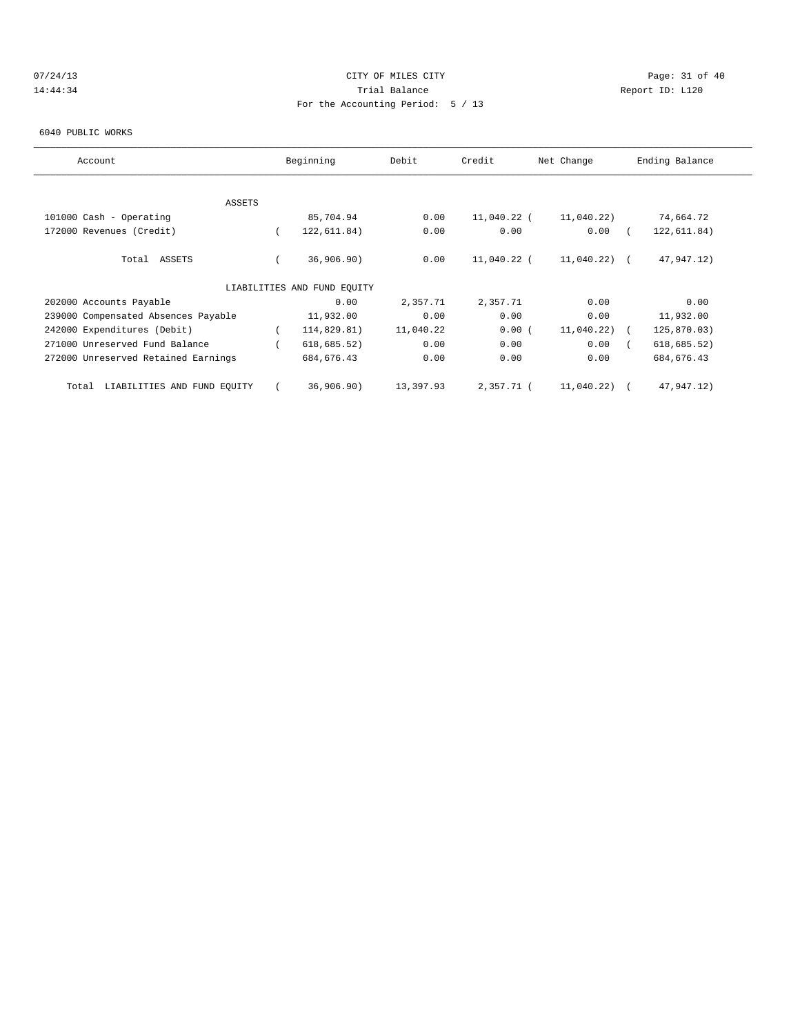07/24/13 CITY OF MILES CITY
14:44:34 Trial Balance Report ID: L120
For the Accounting Period: 5 / 13

6040 PUBLIC WORKS

| Account | Beginning | Debit | Credit | Net Change | Ending Balance |
|---|---|---|---|---|---|
| ASSETS | | | | | |
| 101000 Cash - Operating | 85,704.94 | 0.00 | 11,040.22 | ( 11,040.22) | 74,664.72 |
| 172000 Revenues (Credit) | ( 122,611.84) | 0.00 | 0.00 | 0.00 | ( 122,611.84) |
| Total ASSETS | ( 36,906.90) | 0.00 | 11,040.22 | ( 11,040.22) | ( 47,947.12) |
| LIABILITIES AND FUND EQUITY | | | | | |
| 202000 Accounts Payable | 0.00 | 2,357.71 | 2,357.71 | 0.00 | 0.00 |
| 239000 Compensated Absences Payable | 11,932.00 | 0.00 | 0.00 | 0.00 | 11,932.00 |
| 242000 Expenditures (Debit) | ( 114,829.81) | 11,040.22 | 0.00 | ( 11,040.22) | ( 125,870.03) |
| 271000 Unreserved Fund Balance | ( 618,685.52) | 0.00 | 0.00 | 0.00 | ( 618,685.52) |
| 272000 Unreserved Retained Earnings | 684,676.43 | 0.00 | 0.00 | 0.00 | 684,676.43 |
| Total LIABILITIES AND FUND EQUITY | ( 36,906.90) | 13,397.93 | 2,357.71 | ( 11,040.22) | ( 47,947.12) |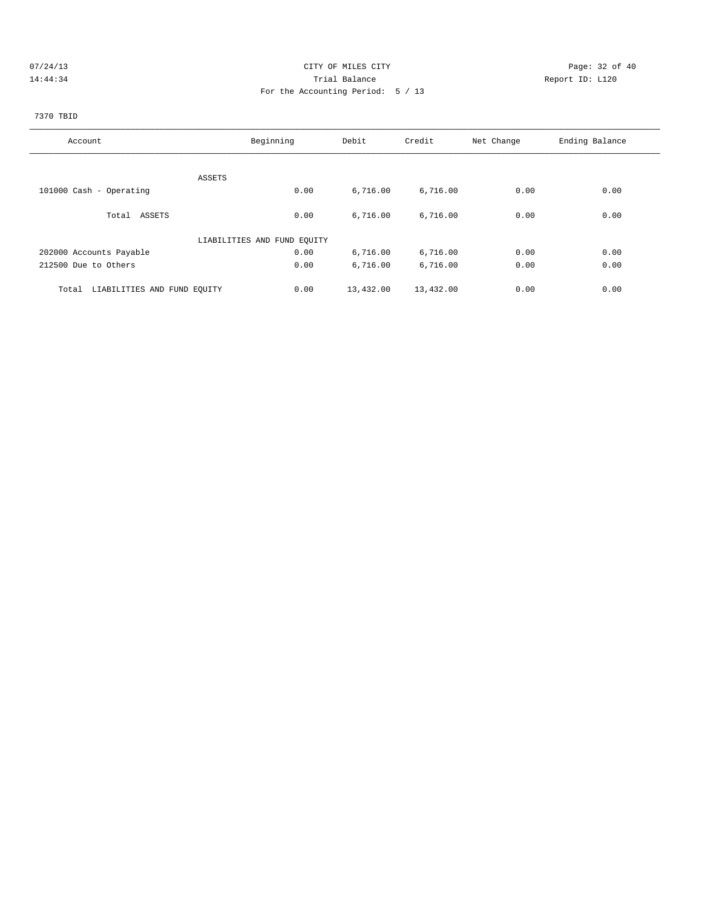CITY OF MILES CITY

Trial Balance

For the Accounting Period: 5 / 13

07/24/13 14:44:34

Report ID: L120

7370 TBID

| Account | Beginning | Debit | Credit | Net Change | Ending Balance |
|---|---|---|---|---|---|
| ASSETS | | | | | |
| 101000 Cash - Operating | 0.00 | 6,716.00 | 6,716.00 | 0.00 | 0.00 |
| Total ASSETS | 0.00 | 6,716.00 | 6,716.00 | 0.00 | 0.00 |
| LIABILITIES AND FUND EQUITY | | | | | |
| 202000 Accounts Payable | 0.00 | 6,716.00 | 6,716.00 | 0.00 | 0.00 |
| 212500 Due to Others | 0.00 | 6,716.00 | 6,716.00 | 0.00 | 0.00 |
| Total LIABILITIES AND FUND EQUITY | 0.00 | 13,432.00 | 13,432.00 | 0.00 | 0.00 |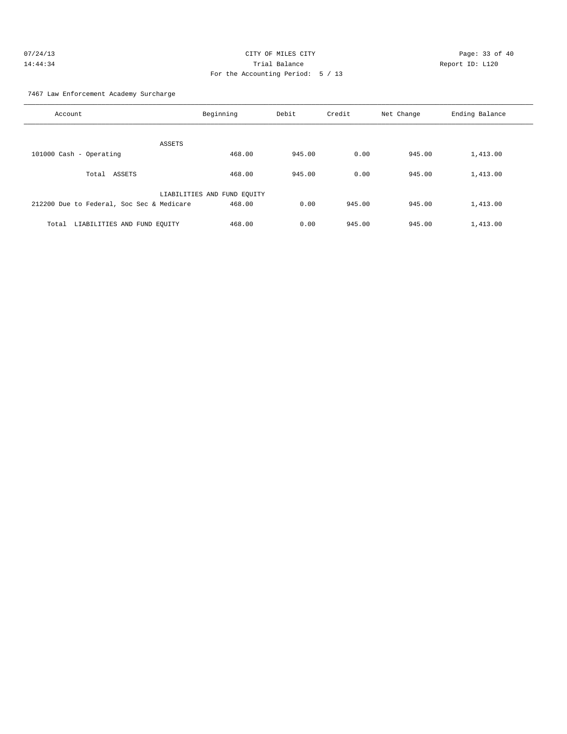CITY OF MILES CITY
Trial Balance
For the Accounting Period: 5 / 13

07/24/13
14:44:34

Report ID: L120

7467 Law Enforcement Academy Surcharge

| Account | Beginning | Debit | Credit | Net Change | Ending Balance |
|---|---|---|---|---|---|
| ASSETS | | | | | |
| 101000 Cash - Operating | 468.00 | 945.00 | 0.00 | 945.00 | 1,413.00 |
| Total ASSETS | 468.00 | 945.00 | 0.00 | 945.00 | 1,413.00 |
| LIABILITIES AND FUND EQUITY | | | | | |
| 212200 Due to Federal, Soc Sec & Medicare | 468.00 | 0.00 | 945.00 | 945.00 | 1,413.00 |
| Total LIABILITIES AND FUND EQUITY | 468.00 | 0.00 | 945.00 | 945.00 | 1,413.00 |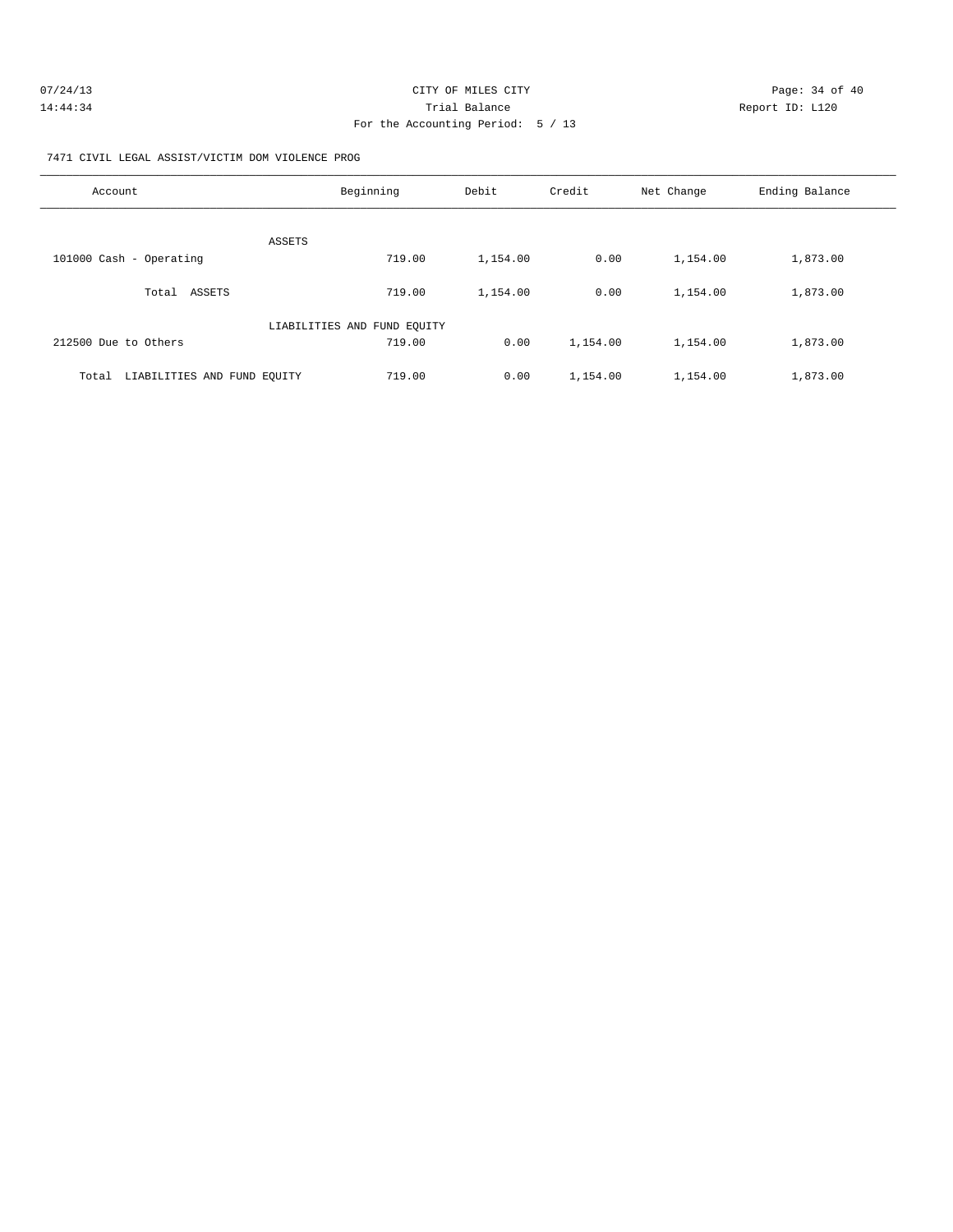CITY OF MILES CITY

Trial Balance

For the Accounting Period: 5 / 13

07/24/13 14:44:34 — Report ID: L120

7471 CIVIL LEGAL ASSIST/VICTIM DOM VIOLENCE PROG

| Account | Beginning | Debit | Credit | Net Change | Ending Balance |
|---|---|---|---|---|---|
| ASSETS | | | | | |
| 101000 Cash - Operating | 719.00 | 1,154.00 | 0.00 | 1,154.00 | 1,873.00 |
| Total ASSETS | 719.00 | 1,154.00 | 0.00 | 1,154.00 | 1,873.00 |
| LIABILITIES AND FUND EQUITY | | | | | |
| 212500 Due to Others | 719.00 | 0.00 | 1,154.00 | 1,154.00 | 1,873.00 |
| Total LIABILITIES AND FUND EQUITY | 719.00 | 0.00 | 1,154.00 | 1,154.00 | 1,873.00 |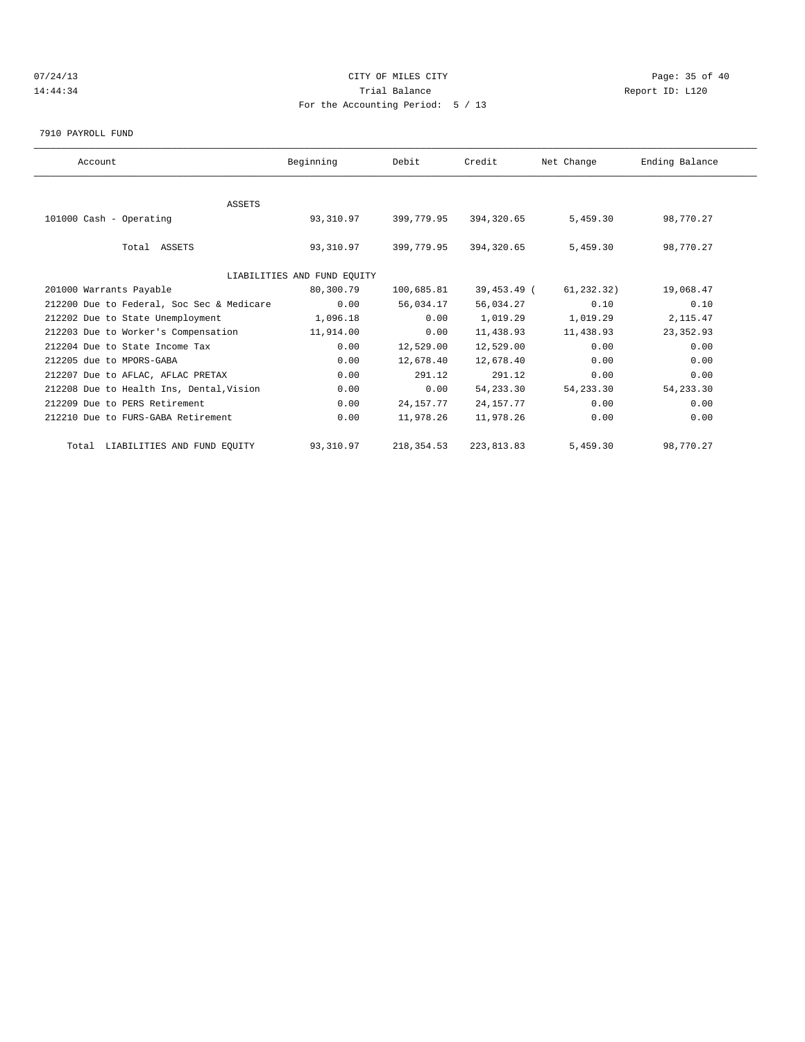# CITY OF MILES CITY

Trial Balance

For the Accounting Period: 5 / 13

07/24/13 14:44:34

Report ID: L120

7910 PAYROLL FUND

| Account | Beginning | Debit | Credit | Net Change | Ending Balance |
|---|---|---|---|---|---|
| ASSETS | | | | | |
| 101000 Cash - Operating | 93,310.97 | 399,779.95 | 394,320.65 | 5,459.30 | 98,770.27 |
| Total ASSETS | 93,310.97 | 399,779.95 | 394,320.65 | 5,459.30 | 98,770.27 |
| LIABILITIES AND FUND EQUITY | | | | | |
| 201000 Warrants Payable | 80,300.79 | 100,685.81 | 39,453.49 | ( 61,232.32) | 19,068.47 |
| 212200 Due to Federal, Soc Sec & Medicare | 0.00 | 56,034.17 | 56,034.27 | 0.10 | 0.10 |
| 212202 Due to State Unemployment | 1,096.18 | 0.00 | 1,019.29 | 1,019.29 | 2,115.47 |
| 212203 Due to Worker's Compensation | 11,914.00 | 0.00 | 11,438.93 | 11,438.93 | 23,352.93 |
| 212204 Due to State Income Tax | 0.00 | 12,529.00 | 12,529.00 | 0.00 | 0.00 |
| 212205 due to MPORS-GABA | 0.00 | 12,678.40 | 12,678.40 | 0.00 | 0.00 |
| 212207 Due to AFLAC, AFLAC PRETAX | 0.00 | 291.12 | 291.12 | 0.00 | 0.00 |
| 212208 Due to Health Ins, Dental,Vision | 0.00 | 0.00 | 54,233.30 | 54,233.30 | 54,233.30 |
| 212209 Due to PERS Retirement | 0.00 | 24,157.77 | 24,157.77 | 0.00 | 0.00 |
| 212210 Due to FURS-GABA Retirement | 0.00 | 11,978.26 | 11,978.26 | 0.00 | 0.00 |
| Total LIABILITIES AND FUND EQUITY | 93,310.97 | 218,354.53 | 223,813.83 | 5,459.30 | 98,770.27 |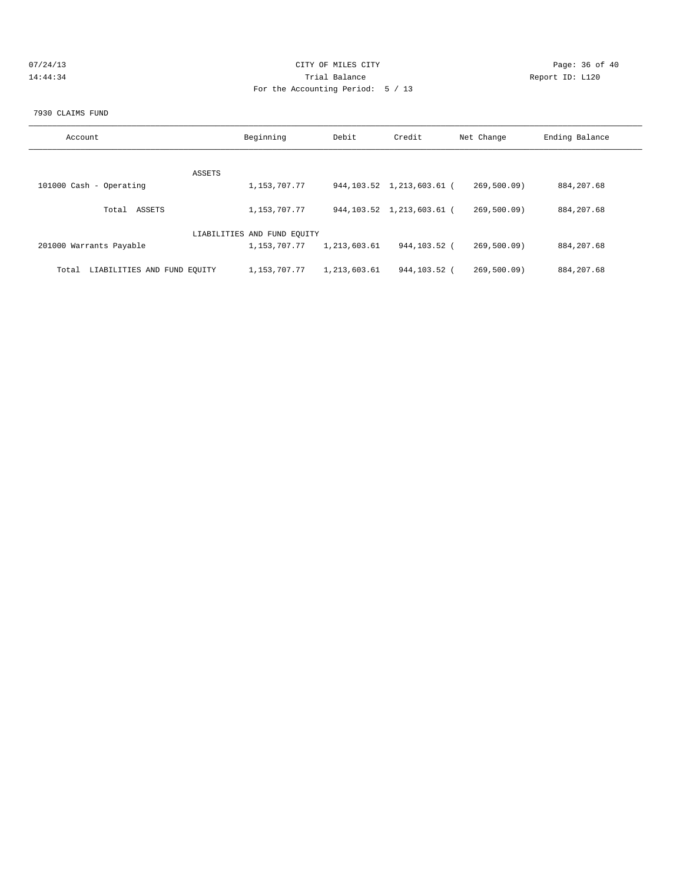CITY OF MILES CITY
Trial Balance
For the Accounting Period: 5 / 13

07/24/13
14:44:34

Report ID: L120

7930 CLAIMS FUND

| Account | Beginning | Debit | Credit | Net Change | Ending Balance |
|---|---|---|---|---|---|
| ASSETS | | | | | |
| 101000 Cash - Operating | 1,153,707.77 | 944,103.52 | 1,213,603.61 | ( 269,500.09) | 884,207.68 |
| Total ASSETS | 1,153,707.77 | 944,103.52 | 1,213,603.61 | ( 269,500.09) | 884,207.68 |
| LIABILITIES AND FUND EQUITY | | | | | |
| 201000 Warrants Payable | 1,153,707.77 | 1,213,603.61 | 944,103.52 | ( 269,500.09) | 884,207.68 |
| Total LIABILITIES AND FUND EQUITY | 1,153,707.77 | 1,213,603.61 | 944,103.52 | ( 269,500.09) | 884,207.68 |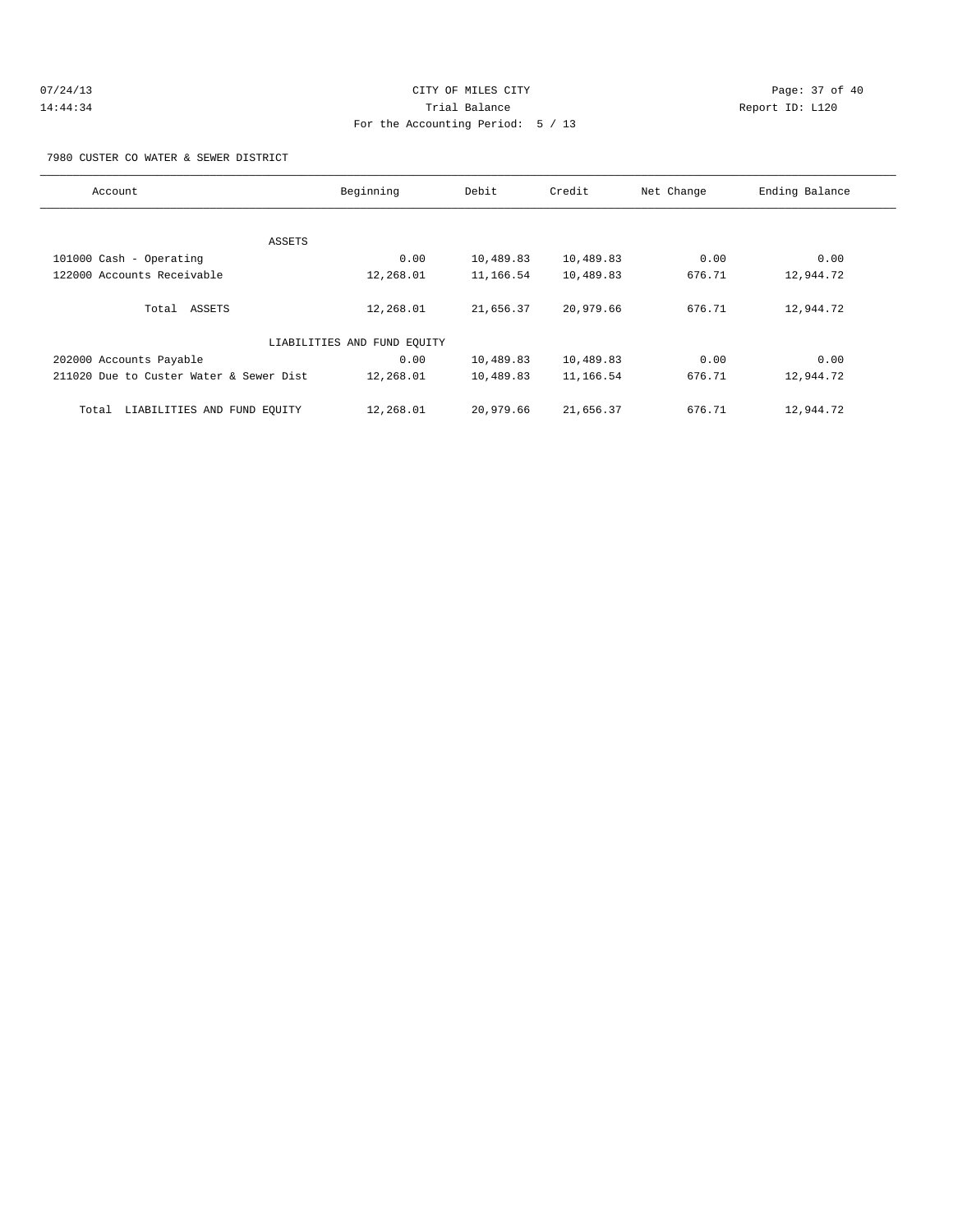CITY OF MILES CITY

Trial Balance

For the Accounting Period: 5 / 13

07/24/13 14:44:34 — Report ID: L120

7980 CUSTER CO WATER & SEWER DISTRICT

| Account | Beginning | Debit | Credit | Net Change | Ending Balance |
|---|---|---|---|---|---|
| **ASSETS** | | | | | |
| 101000 Cash - Operating | 0.00 | 10,489.83 | 10,489.83 | 0.00 | 0.00 |
| 122000 Accounts Receivable | 12,268.01 | 11,166.54 | 10,489.83 | 676.71 | 12,944.72 |
| Total ASSETS | 12,268.01 | 21,656.37 | 20,979.66 | 676.71 | 12,944.72 |
| **LIABILITIES AND FUND EQUITY** | | | | | |
| 202000 Accounts Payable | 0.00 | 10,489.83 | 10,489.83 | 0.00 | 0.00 |
| 211020 Due to Custer Water & Sewer Dist | 12,268.01 | 10,489.83 | 11,166.54 | 676.71 | 12,944.72 |
| Total LIABILITIES AND FUND EQUITY | 12,268.01 | 20,979.66 | 21,656.37 | 676.71 | 12,944.72 |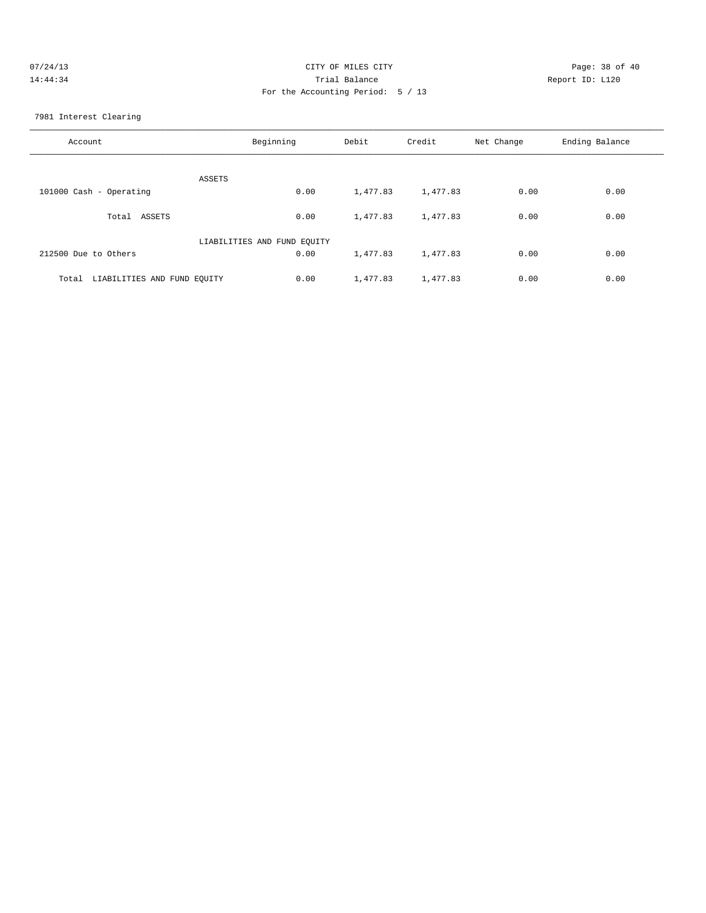CITY OF MILES CITY
Trial Balance
For the Accounting Period: 5 / 13

07/24/13
14:44:34

Report ID: L120

7981 Interest Clearing

| Account | Beginning | Debit | Credit | Net Change | Ending Balance |
|---|---|---|---|---|---|
| ASSETS | | | | | |
| 101000 Cash - Operating | 0.00 | 1,477.83 | 1,477.83 | 0.00 | 0.00 |
| Total ASSETS | 0.00 | 1,477.83 | 1,477.83 | 0.00 | 0.00 |
| LIABILITIES AND FUND EQUITY | | | | | |
| 212500 Due to Others | 0.00 | 1,477.83 | 1,477.83 | 0.00 | 0.00 |
| Total LIABILITIES AND FUND EQUITY | 0.00 | 1,477.83 | 1,477.83 | 0.00 | 0.00 |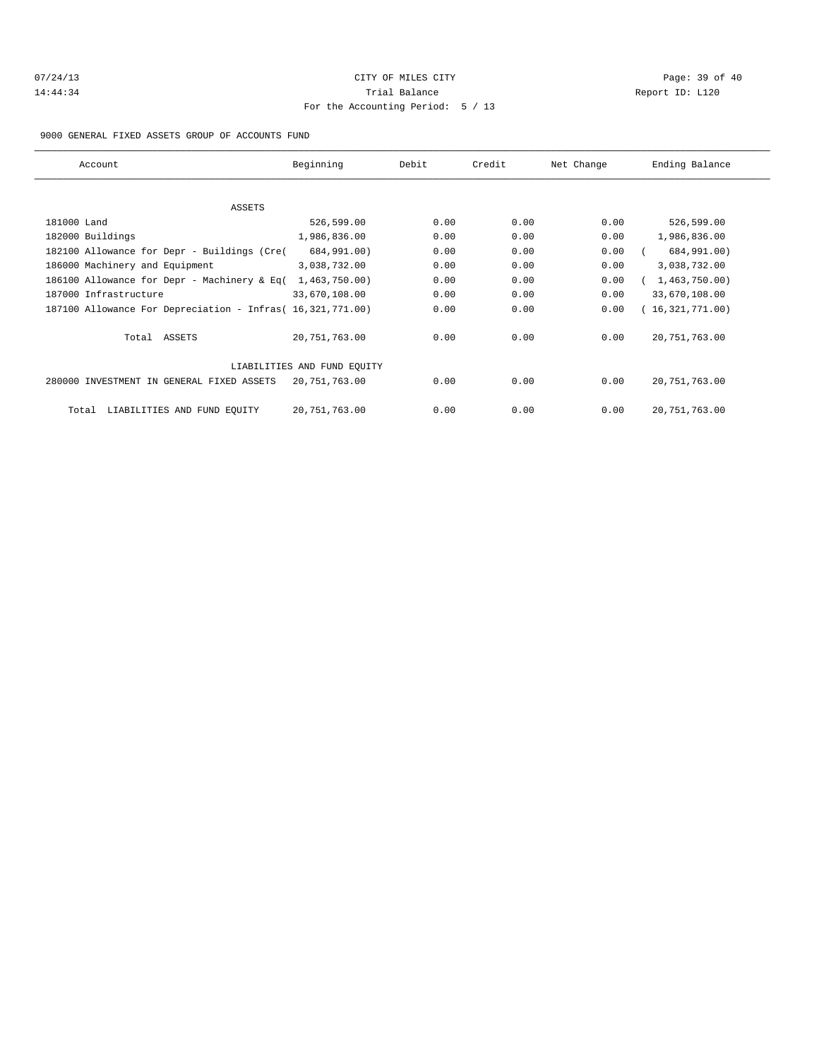CITY OF MILES CITY
Trial Balance
For the Accounting Period: 5 / 13

07/24/13
14:44:34

Report ID: L120

9000 GENERAL FIXED ASSETS GROUP OF ACCOUNTS FUND

| Account | Beginning | Debit | Credit | Net Change | Ending Balance |
|---|---|---|---|---|---|
| ASSETS | | | | | |
| 181000 Land | 526,599.00 | 0.00 | 0.00 | 0.00 | 526,599.00 |
| 182000 Buildings | 1,986,836.00 | 0.00 | 0.00 | 0.00 | 1,986,836.00 |
| 182100 Allowance for Depr - Buildings (Cre( | 684,991.00) | 0.00 | 0.00 | 0.00 | ( 684,991.00) |
| 186000 Machinery and Equipment | 3,038,732.00 | 0.00 | 0.00 | 0.00 | 3,038,732.00 |
| 186100 Allowance for Depr - Machinery & Eq( | 1,463,750.00) | 0.00 | 0.00 | 0.00 | ( 1,463,750.00) |
| 187000 Infrastructure | 33,670,108.00 | 0.00 | 0.00 | 0.00 | 33,670,108.00 |
| 187100 Allowance For Depreciation - Infras( | 16,321,771.00) | 0.00 | 0.00 | 0.00 | ( 16,321,771.00) |
| Total ASSETS | 20,751,763.00 | 0.00 | 0.00 | 0.00 | 20,751,763.00 |
| LIABILITIES AND FUND EQUITY | | | | | |
| 280000 INVESTMENT IN GENERAL FIXED ASSETS | 20,751,763.00 | 0.00 | 0.00 | 0.00 | 20,751,763.00 |
| Total LIABILITIES AND FUND EQUITY | 20,751,763.00 | 0.00 | 0.00 | 0.00 | 20,751,763.00 |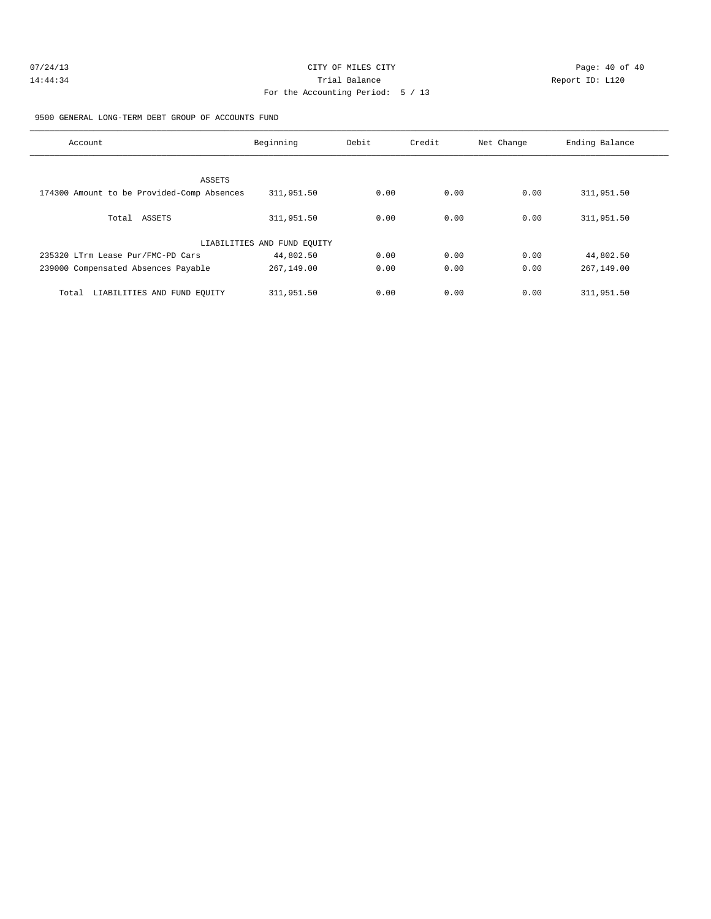07/24/13 CITY OF MILES CITY
14:44:34 Trial Balance Report ID: L120
For the Accounting Period: 5 / 13

9500 GENERAL LONG-TERM DEBT GROUP OF ACCOUNTS FUND

| Account | Beginning | Debit | Credit | Net Change | Ending Balance |
|---|---|---|---|---|---|
| ASSETS | | | | | |
| 174300 Amount to be Provided-Comp Absences | 311,951.50 | 0.00 | 0.00 | 0.00 | 311,951.50 |
| Total ASSETS | 311,951.50 | 0.00 | 0.00 | 0.00 | 311,951.50 |
| LIABILITIES AND FUND EQUITY | | | | | |
| 235320 LTrm Lease Pur/FMC-PD Cars | 44,802.50 | 0.00 | 0.00 | 0.00 | 44,802.50 |
| 239000 Compensated Absences Payable | 267,149.00 | 0.00 | 0.00 | 0.00 | 267,149.00 |
| Total LIABILITIES AND FUND EQUITY | 311,951.50 | 0.00 | 0.00 | 0.00 | 311,951.50 |